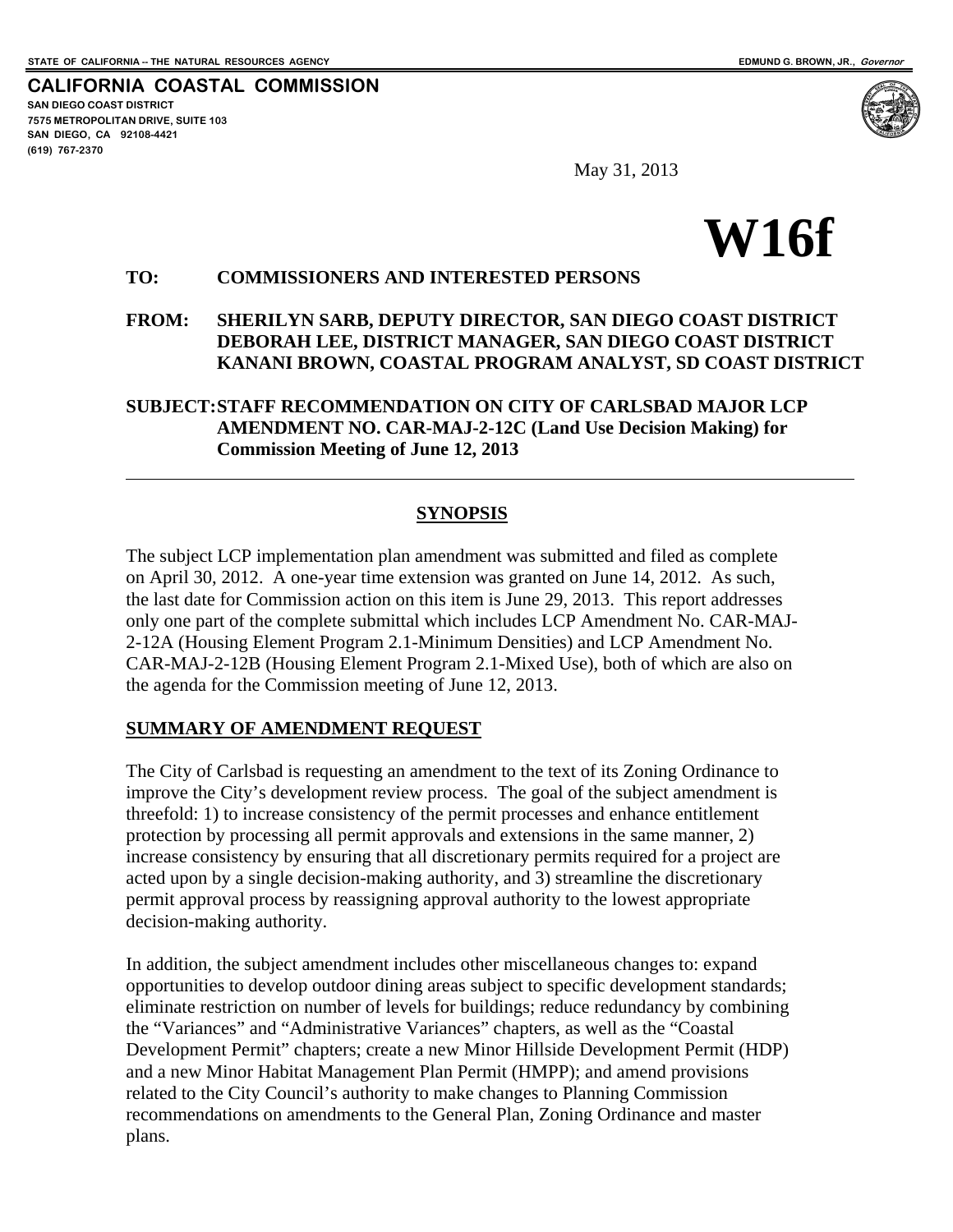STATE OF CALIFORNIA -- THE NATURAL RESOURCES AGENCY

EDMUND G. BROWN, JR., *Governor*

**CALIFORNIA COASTAL COMMISSION**

**SAN DIEGO COAST DISTRICT**
**7575 METROPOLITAN DRIVE, SUITE 103**
**SAN DIEGO, CA 92108-4421**
**(619) 767-2370**

May 31, 2013

# W16f

**TO:** **COMMISSIONERS AND INTERESTED PERSONS**

**FROM:** **SHERILYN SARB, DEPUTY DIRECTOR, SAN DIEGO COAST DISTRICT**
**DEBORAH LEE, DISTRICT MANAGER, SAN DIEGO COAST DISTRICT**
**KANANI BROWN, COASTAL PROGRAM ANALYST, SD COAST DISTRICT**

**SUBJECT: STAFF RECOMMENDATION ON CITY OF CARLSBAD MAJOR LCP AMENDMENT NO. CAR-MAJ-2-12C (Land Use Decision Making) for Commission Meeting of June 12, 2013**

---

## SYNOPSIS

The subject LCP implementation plan amendment was submitted and filed as complete on April 30, 2012. A one-year time extension was granted on June 14, 2012. As such, the last date for Commission action on this item is June 29, 2013. This report addresses only one part of the complete submittal which includes LCP Amendment No. CAR-MAJ-2-12A (Housing Element Program 2.1-Minimum Densities) and LCP Amendment No. CAR-MAJ-2-12B (Housing Element Program 2.1-Mixed Use), both of which are also on the agenda for the Commission meeting of June 12, 2013.

## SUMMARY OF AMENDMENT REQUEST

The City of Carlsbad is requesting an amendment to the text of its Zoning Ordinance to improve the City's development review process. The goal of the subject amendment is threefold: 1) to increase consistency of the permit processes and enhance entitlement protection by processing all permit approvals and extensions in the same manner, 2) increase consistency by ensuring that all discretionary permits required for a project are acted upon by a single decision-making authority, and 3) streamline the discretionary permit approval process by reassigning approval authority to the lowest appropriate decision-making authority.

In addition, the subject amendment includes other miscellaneous changes to: expand opportunities to develop outdoor dining areas subject to specific development standards; eliminate restriction on number of levels for buildings; reduce redundancy by combining the "Variances" and "Administrative Variances" chapters, as well as the "Coastal Development Permit" chapters; create a new Minor Hillside Development Permit (HDP) and a new Minor Habitat Management Plan Permit (HMPP); and amend provisions related to the City Council's authority to make changes to Planning Commission recommendations on amendments to the General Plan, Zoning Ordinance and master plans.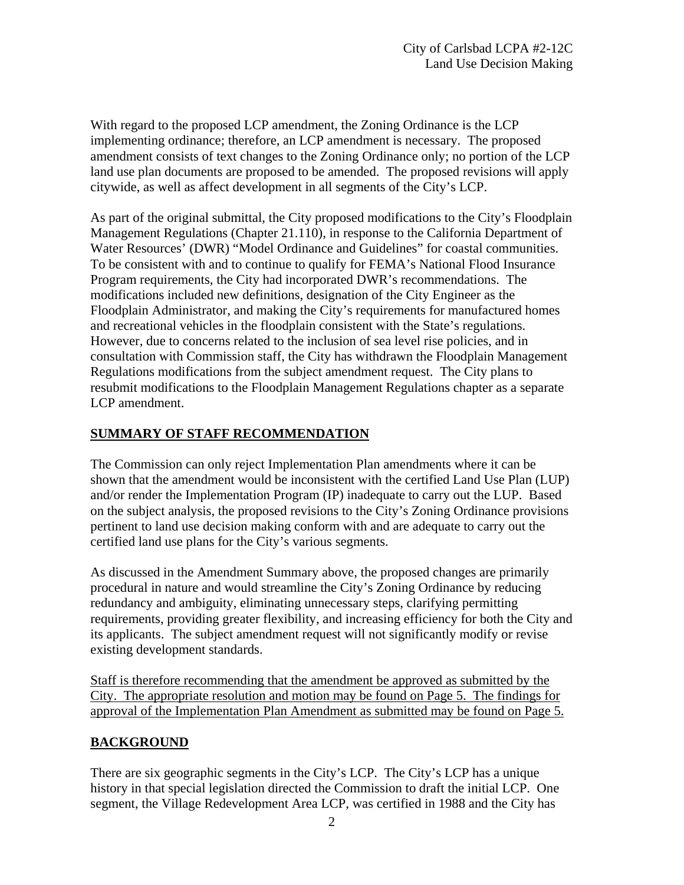With regard to the proposed LCP amendment, the Zoning Ordinance is the LCP implementing ordinance; therefore, an LCP amendment is necessary. The proposed amendment consists of text changes to the Zoning Ordinance only; no portion of the LCP land use plan documents are proposed to be amended. The proposed revisions will apply citywide, as well as affect development in all segments of the City's LCP.

As part of the original submittal, the City proposed modifications to the City's Floodplain Management Regulations (Chapter 21.110), in response to the California Department of Water Resources' (DWR) "Model Ordinance and Guidelines" for coastal communities. To be consistent with and to continue to qualify for FEMA's National Flood Insurance Program requirements, the City had incorporated DWR's recommendations. The modifications included new definitions, designation of the City Engineer as the Floodplain Administrator, and making the City's requirements for manufactured homes and recreational vehicles in the floodplain consistent with the State's regulations. However, due to concerns related to the inclusion of sea level rise policies, and in consultation with Commission staff, the City has withdrawn the Floodplain Management Regulations modifications from the subject amendment request. The City plans to resubmit modifications to the Floodplain Management Regulations chapter as a separate LCP amendment.

## SUMMARY OF STAFF RECOMMENDATION

The Commission can only reject Implementation Plan amendments where it can be shown that the amendment would be inconsistent with the certified Land Use Plan (LUP) and/or render the Implementation Program (IP) inadequate to carry out the LUP. Based on the subject analysis, the proposed revisions to the City's Zoning Ordinance provisions pertinent to land use decision making conform with and are adequate to carry out the certified land use plans for the City's various segments.

As discussed in the Amendment Summary above, the proposed changes are primarily procedural in nature and would streamline the City's Zoning Ordinance by reducing redundancy and ambiguity, eliminating unnecessary steps, clarifying permitting requirements, providing greater flexibility, and increasing efficiency for both the City and its applicants. The subject amendment request will not significantly modify or revise existing development standards.

Staff is therefore recommending that the amendment be approved as submitted by the City. The appropriate resolution and motion may be found on Page 5. The findings for approval of the Implementation Plan Amendment as submitted may be found on Page 5.

## BACKGROUND

There are six geographic segments in the City's LCP. The City's LCP has a unique history in that special legislation directed the Commission to draft the initial LCP. One segment, the Village Redevelopment Area LCP, was certified in 1988 and the City has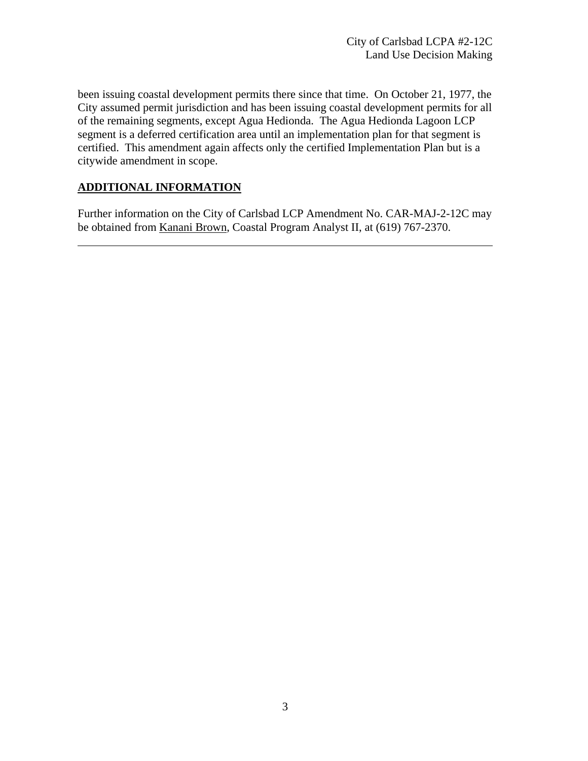been issuing coastal development permits there since that time. On October 21, 1977, the City assumed permit jurisdiction and has been issuing coastal development permits for all of the remaining segments, except Agua Hedionda. The Agua Hedionda Lagoon LCP segment is a deferred certification area until an implementation plan for that segment is certified. This amendment again affects only the certified Implementation Plan but is a citywide amendment in scope.

## ADDITIONAL INFORMATION

Further information on the City of Carlsbad LCP Amendment No. CAR-MAJ-2-12C may be obtained from Kanani Brown, Coastal Program Analyst II, at (619) 767-2370.

---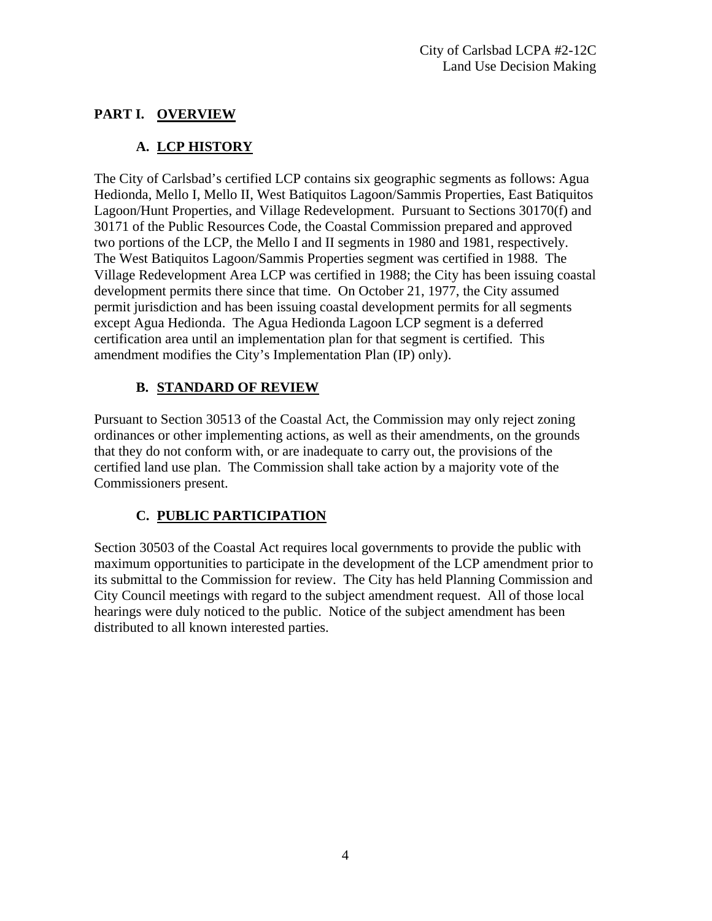## PART I. OVERVIEW

### A. LCP HISTORY

The City of Carlsbad's certified LCP contains six geographic segments as follows: Agua Hedionda, Mello I, Mello II, West Batiquitos Lagoon/Sammis Properties, East Batiquitos Lagoon/Hunt Properties, and Village Redevelopment. Pursuant to Sections 30170(f) and 30171 of the Public Resources Code, the Coastal Commission prepared and approved two portions of the LCP, the Mello I and II segments in 1980 and 1981, respectively. The West Batiquitos Lagoon/Sammis Properties segment was certified in 1988. The Village Redevelopment Area LCP was certified in 1988; the City has been issuing coastal development permits there since that time. On October 21, 1977, the City assumed permit jurisdiction and has been issuing coastal development permits for all segments except Agua Hedionda. The Agua Hedionda Lagoon LCP segment is a deferred certification area until an implementation plan for that segment is certified. This amendment modifies the City's Implementation Plan (IP) only).

### B. STANDARD OF REVIEW

Pursuant to Section 30513 of the Coastal Act, the Commission may only reject zoning ordinances or other implementing actions, as well as their amendments, on the grounds that they do not conform with, or are inadequate to carry out, the provisions of the certified land use plan. The Commission shall take action by a majority vote of the Commissioners present.

### C. PUBLIC PARTICIPATION

Section 30503 of the Coastal Act requires local governments to provide the public with maximum opportunities to participate in the development of the LCP amendment prior to its submittal to the Commission for review. The City has held Planning Commission and City Council meetings with regard to the subject amendment request. All of those local hearings were duly noticed to the public. Notice of the subject amendment has been distributed to all known interested parties.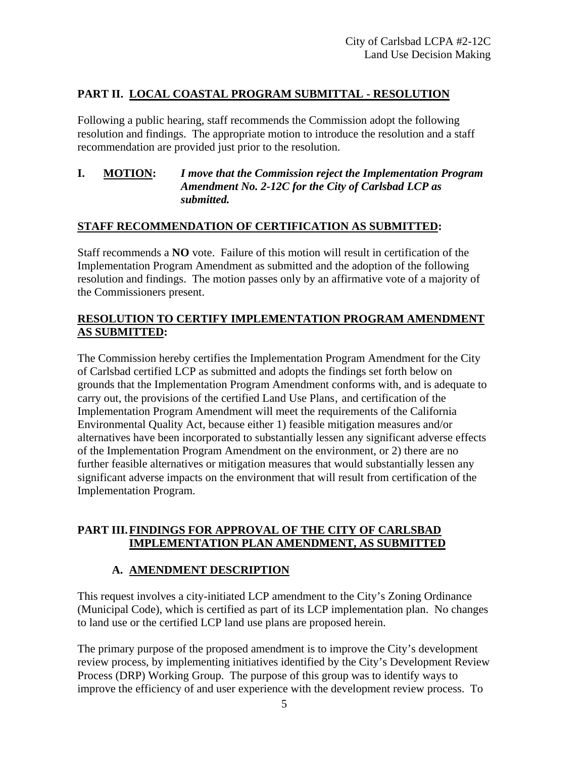## PART II. LOCAL COASTAL PROGRAM SUBMITTAL - RESOLUTION

Following a public hearing, staff recommends the Commission adopt the following resolution and findings. The appropriate motion to introduce the resolution and a staff recommendation are provided just prior to the resolution.

**I. MOTION:** ***I move that the Commission reject the Implementation Program Amendment No. 2-12C for the City of Carlsbad LCP as submitted.***

**STAFF RECOMMENDATION OF CERTIFICATION AS SUBMITTED:**

Staff recommends a **NO** vote. Failure of this motion will result in certification of the Implementation Program Amendment as submitted and the adoption of the following resolution and findings. The motion passes only by an affirmative vote of a majority of the Commissioners present.

**RESOLUTION TO CERTIFY IMPLEMENTATION PROGRAM AMENDMENT AS SUBMITTED:**

The Commission hereby certifies the Implementation Program Amendment for the City of Carlsbad certified LCP as submitted and adopts the findings set forth below on grounds that the Implementation Program Amendment conforms with, and is adequate to carry out, the provisions of the certified Land Use Plans, and certification of the Implementation Program Amendment will meet the requirements of the California Environmental Quality Act, because either 1) feasible mitigation measures and/or alternatives have been incorporated to substantially lessen any significant adverse effects of the Implementation Program Amendment on the environment, or 2) there are no further feasible alternatives or mitigation measures that would substantially lessen any significant adverse impacts on the environment that will result from certification of the Implementation Program.

## PART III. FINDINGS FOR APPROVAL OF THE CITY OF CARLSBAD IMPLEMENTATION PLAN AMENDMENT, AS SUBMITTED

### A. AMENDMENT DESCRIPTION

This request involves a city-initiated LCP amendment to the City's Zoning Ordinance (Municipal Code), which is certified as part of its LCP implementation plan. No changes to land use or the certified LCP land use plans are proposed herein.

The primary purpose of the proposed amendment is to improve the City's development review process, by implementing initiatives identified by the City's Development Review Process (DRP) Working Group. The purpose of this group was to identify ways to improve the efficiency of and user experience with the development review process. To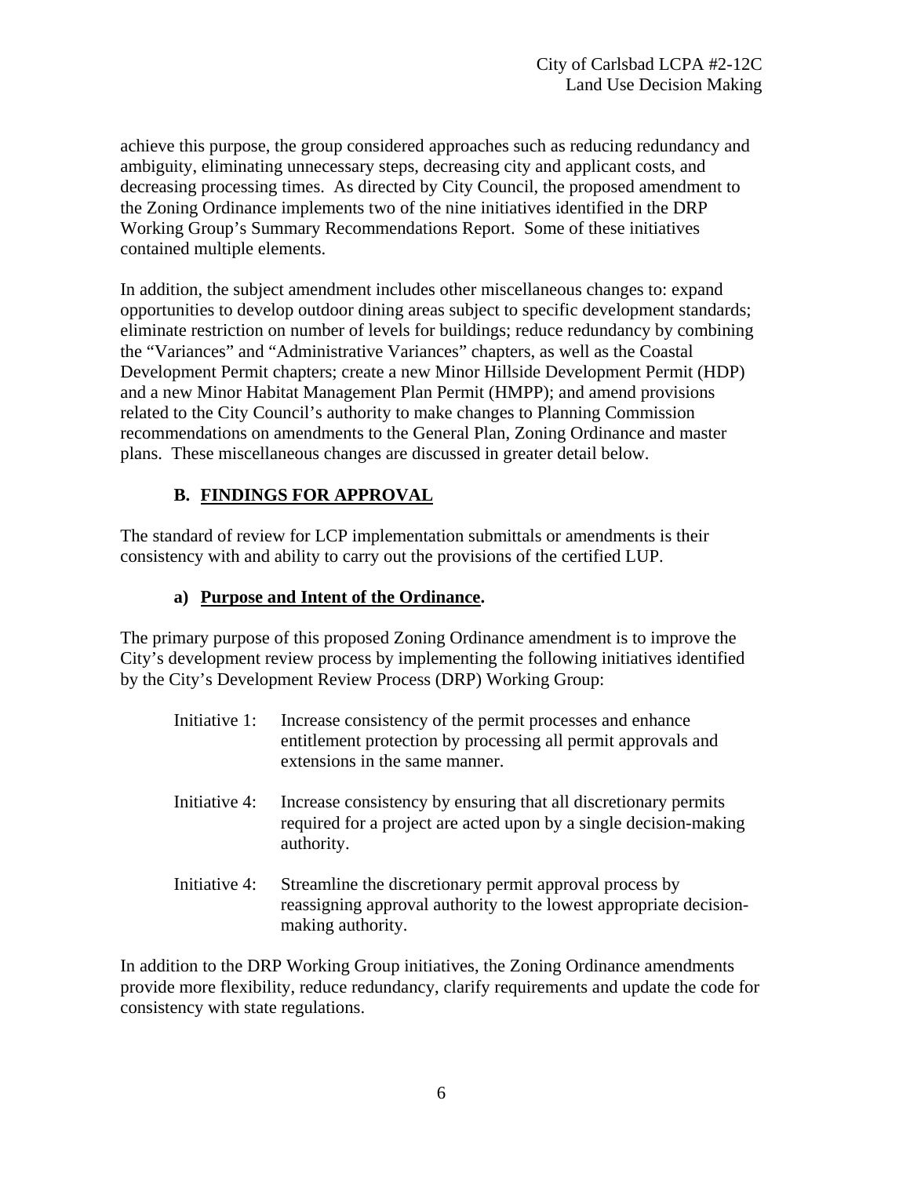achieve this purpose, the group considered approaches such as reducing redundancy and ambiguity, eliminating unnecessary steps, decreasing city and applicant costs, and decreasing processing times. As directed by City Council, the proposed amendment to the Zoning Ordinance implements two of the nine initiatives identified in the DRP Working Group's Summary Recommendations Report. Some of these initiatives contained multiple elements.

In addition, the subject amendment includes other miscellaneous changes to: expand opportunities to develop outdoor dining areas subject to specific development standards; eliminate restriction on number of levels for buildings; reduce redundancy by combining the "Variances" and "Administrative Variances" chapters, as well as the Coastal Development Permit chapters; create a new Minor Hillside Development Permit (HDP) and a new Minor Habitat Management Plan Permit (HMPP); and amend provisions related to the City Council's authority to make changes to Planning Commission recommendations on amendments to the General Plan, Zoning Ordinance and master plans. These miscellaneous changes are discussed in greater detail below.

## B. <u>FINDINGS FOR APPROVAL</u>

The standard of review for LCP implementation submittals or amendments is their consistency with and ability to carry out the provisions of the certified LUP.

### a) <u>Purpose and Intent of the Ordinance</u>.

The primary purpose of this proposed Zoning Ordinance amendment is to improve the City's development review process by implementing the following initiatives identified by the City's Development Review Process (DRP) Working Group:

Initiative 1: Increase consistency of the permit processes and enhance entitlement protection by processing all permit approvals and extensions in the same manner.

Initiative 4: Increase consistency by ensuring that all discretionary permits required for a project are acted upon by a single decision-making authority.

Initiative 4: Streamline the discretionary permit approval process by reassigning approval authority to the lowest appropriate decision-making authority.

In addition to the DRP Working Group initiatives, the Zoning Ordinance amendments provide more flexibility, reduce redundancy, clarify requirements and update the code for consistency with state regulations.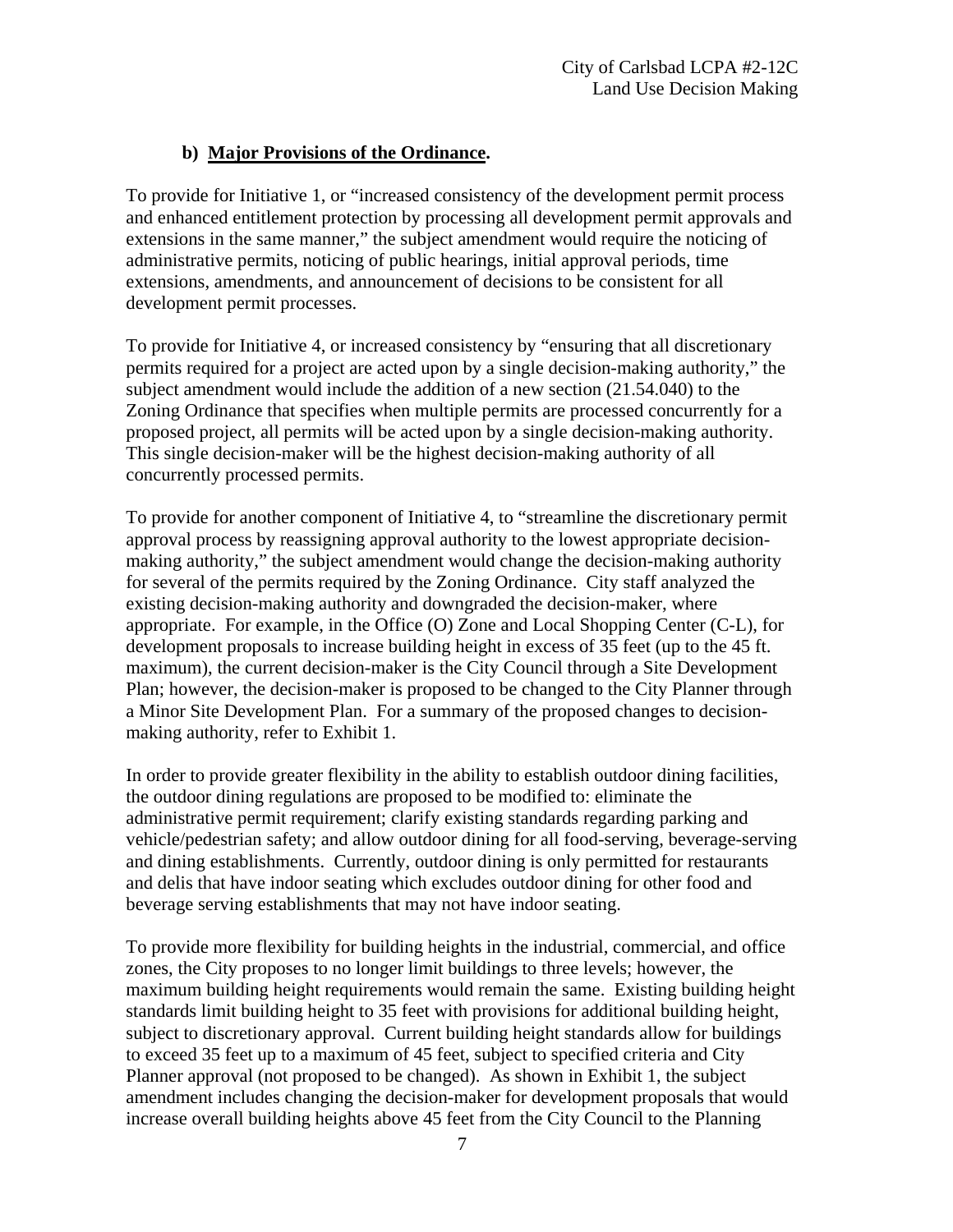### b) **Major Provisions of the Ordinance.**

To provide for Initiative 1, or "increased consistency of the development permit process and enhanced entitlement protection by processing all development permit approvals and extensions in the same manner," the subject amendment would require the noticing of administrative permits, noticing of public hearings, initial approval periods, time extensions, amendments, and announcement of decisions to be consistent for all development permit processes.

To provide for Initiative 4, or increased consistency by "ensuring that all discretionary permits required for a project are acted upon by a single decision-making authority," the subject amendment would include the addition of a new section (21.54.040) to the Zoning Ordinance that specifies when multiple permits are processed concurrently for a proposed project, all permits will be acted upon by a single decision-making authority. This single decision-maker will be the highest decision-making authority of all concurrently processed permits.

To provide for another component of Initiative 4, to "streamline the discretionary permit approval process by reassigning approval authority to the lowest appropriate decision-making authority," the subject amendment would change the decision-making authority for several of the permits required by the Zoning Ordinance. City staff analyzed the existing decision-making authority and downgraded the decision-maker, where appropriate. For example, in the Office (O) Zone and Local Shopping Center (C-L), for development proposals to increase building height in excess of 35 feet (up to the 45 ft. maximum), the current decision-maker is the City Council through a Site Development Plan; however, the decision-maker is proposed to be changed to the City Planner through a Minor Site Development Plan. For a summary of the proposed changes to decision-making authority, refer to Exhibit 1.

In order to provide greater flexibility in the ability to establish outdoor dining facilities, the outdoor dining regulations are proposed to be modified to: eliminate the administrative permit requirement; clarify existing standards regarding parking and vehicle/pedestrian safety; and allow outdoor dining for all food-serving, beverage-serving and dining establishments. Currently, outdoor dining is only permitted for restaurants and delis that have indoor seating which excludes outdoor dining for other food and beverage serving establishments that may not have indoor seating.

To provide more flexibility for building heights in the industrial, commercial, and office zones, the City proposes to no longer limit buildings to three levels; however, the maximum building height requirements would remain the same. Existing building height standards limit building height to 35 feet with provisions for additional building height, subject to discretionary approval. Current building height standards allow for buildings to exceed 35 feet up to a maximum of 45 feet, subject to specified criteria and City Planner approval (not proposed to be changed). As shown in Exhibit 1, the subject amendment includes changing the decision-maker for development proposals that would increase overall building heights above 45 feet from the City Council to the Planning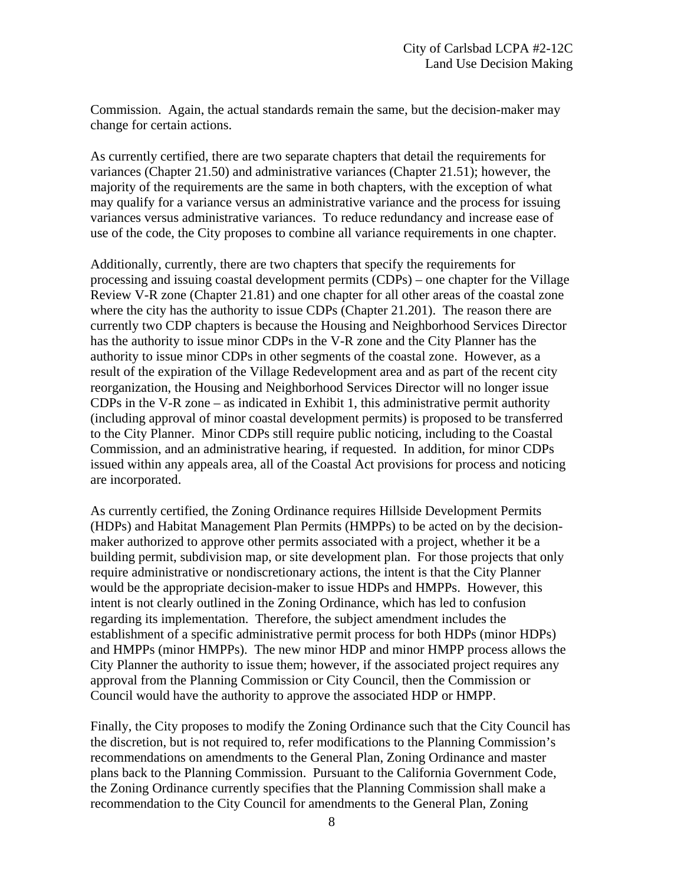Commission. Again, the actual standards remain the same, but the decision-maker may change for certain actions.

As currently certified, there are two separate chapters that detail the requirements for variances (Chapter 21.50) and administrative variances (Chapter 21.51); however, the majority of the requirements are the same in both chapters, with the exception of what may qualify for a variance versus an administrative variance and the process for issuing variances versus administrative variances. To reduce redundancy and increase ease of use of the code, the City proposes to combine all variance requirements in one chapter.

Additionally, currently, there are two chapters that specify the requirements for processing and issuing coastal development permits (CDPs) – one chapter for the Village Review V-R zone (Chapter 21.81) and one chapter for all other areas of the coastal zone where the city has the authority to issue CDPs (Chapter 21.201). The reason there are currently two CDP chapters is because the Housing and Neighborhood Services Director has the authority to issue minor CDPs in the V-R zone and the City Planner has the authority to issue minor CDPs in other segments of the coastal zone. However, as a result of the expiration of the Village Redevelopment area and as part of the recent city reorganization, the Housing and Neighborhood Services Director will no longer issue CDPs in the V-R zone – as indicated in Exhibit 1, this administrative permit authority (including approval of minor coastal development permits) is proposed to be transferred to the City Planner. Minor CDPs still require public noticing, including to the Coastal Commission, and an administrative hearing, if requested. In addition, for minor CDPs issued within any appeals area, all of the Coastal Act provisions for process and noticing are incorporated.

As currently certified, the Zoning Ordinance requires Hillside Development Permits (HDPs) and Habitat Management Plan Permits (HMPPs) to be acted on by the decision-maker authorized to approve other permits associated with a project, whether it be a building permit, subdivision map, or site development plan. For those projects that only require administrative or nondiscretionary actions, the intent is that the City Planner would be the appropriate decision-maker to issue HDPs and HMPPs. However, this intent is not clearly outlined in the Zoning Ordinance, which has led to confusion regarding its implementation. Therefore, the subject amendment includes the establishment of a specific administrative permit process for both HDPs (minor HDPs) and HMPPs (minor HMPPs). The new minor HDP and minor HMPP process allows the City Planner the authority to issue them; however, if the associated project requires any approval from the Planning Commission or City Council, then the Commission or Council would have the authority to approve the associated HDP or HMPP.

Finally, the City proposes to modify the Zoning Ordinance such that the City Council has the discretion, but is not required to, refer modifications to the Planning Commission's recommendations on amendments to the General Plan, Zoning Ordinance and master plans back to the Planning Commission. Pursuant to the California Government Code, the Zoning Ordinance currently specifies that the Planning Commission shall make a recommendation to the City Council for amendments to the General Plan, Zoning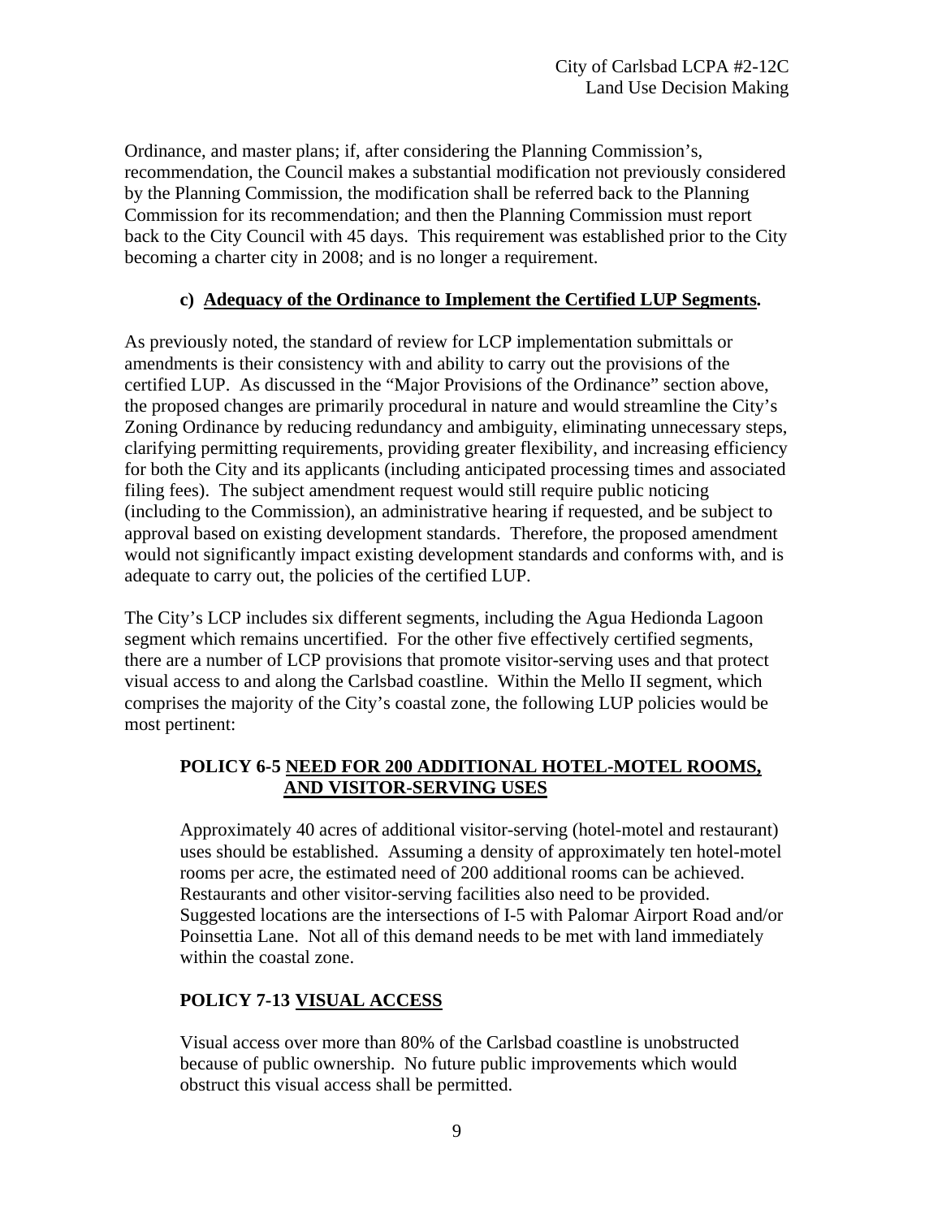Ordinance, and master plans; if, after considering the Planning Commission's, recommendation, the Council makes a substantial modification not previously considered by the Planning Commission, the modification shall be referred back to the Planning Commission for its recommendation; and then the Planning Commission must report back to the City Council with 45 days. This requirement was established prior to the City becoming a charter city in 2008; and is no longer a requirement.

#### c) Adequacy of the Ordinance to Implement the Certified LUP Segments.

As previously noted, the standard of review for LCP implementation submittals or amendments is their consistency with and ability to carry out the provisions of the certified LUP. As discussed in the "Major Provisions of the Ordinance" section above, the proposed changes are primarily procedural in nature and would streamline the City's Zoning Ordinance by reducing redundancy and ambiguity, eliminating unnecessary steps, clarifying permitting requirements, providing greater flexibility, and increasing efficiency for both the City and its applicants (including anticipated processing times and associated filing fees). The subject amendment request would still require public noticing (including to the Commission), an administrative hearing if requested, and be subject to approval based on existing development standards. Therefore, the proposed amendment would not significantly impact existing development standards and conforms with, and is adequate to carry out, the policies of the certified LUP.

The City's LCP includes six different segments, including the Agua Hedionda Lagoon segment which remains uncertified. For the other five effectively certified segments, there are a number of LCP provisions that promote visitor-serving uses and that protect visual access to and along the Carlsbad coastline. Within the Mello II segment, which comprises the majority of the City's coastal zone, the following LUP policies would be most pertinent:

**POLICY 6-5 NEED FOR 200 ADDITIONAL HOTEL-MOTEL ROOMS, AND VISITOR-SERVING USES**

> Approximately 40 acres of additional visitor-serving (hotel-motel and restaurant) uses should be established. Assuming a density of approximately ten hotel-motel rooms per acre, the estimated need of 200 additional rooms can be achieved. Restaurants and other visitor-serving facilities also need to be provided. Suggested locations are the intersections of I-5 with Palomar Airport Road and/or Poinsettia Lane. Not all of this demand needs to be met with land immediately within the coastal zone.

**POLICY 7-13 VISUAL ACCESS**

> Visual access over more than 80% of the Carlsbad coastline is unobstructed because of public ownership. No future public improvements which would obstruct this visual access shall be permitted.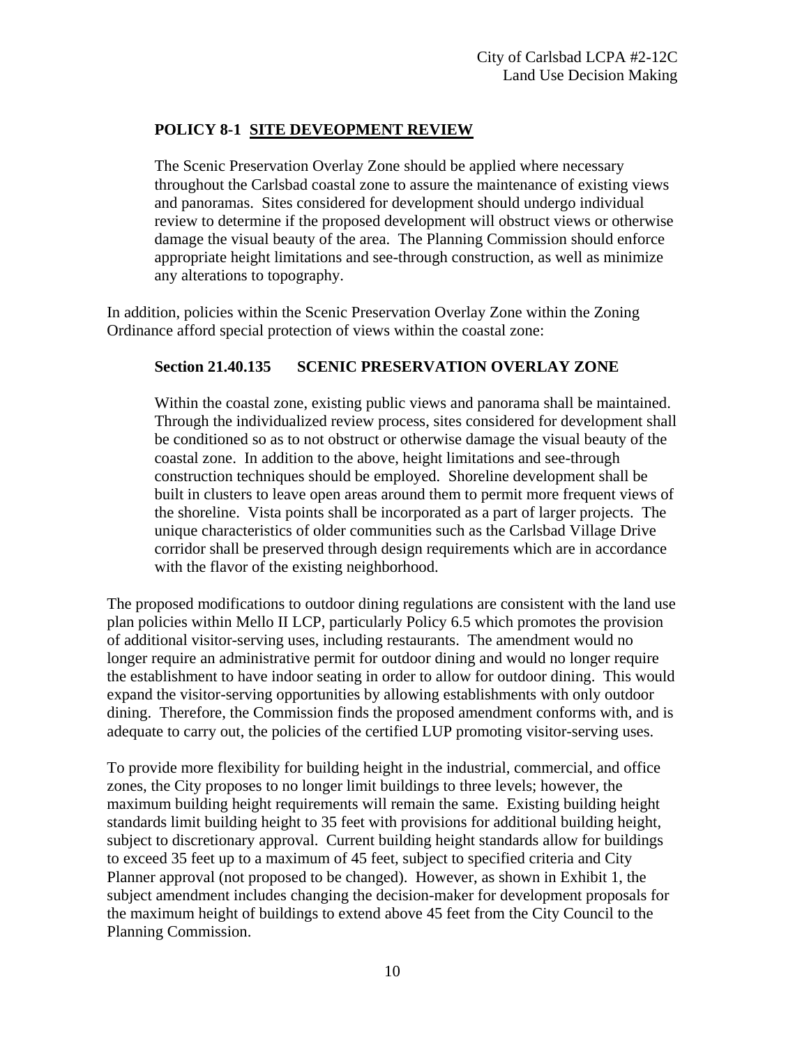**POLICY 8-1 SITE DEVEOPMENT REVIEW**

> The Scenic Preservation Overlay Zone should be applied where necessary throughout the Carlsbad coastal zone to assure the maintenance of existing views and panoramas. Sites considered for development should undergo individual review to determine if the proposed development will obstruct views or otherwise damage the visual beauty of the area. The Planning Commission should enforce appropriate height limitations and see-through construction, as well as minimize any alterations to topography.

In addition, policies within the Scenic Preservation Overlay Zone within the Zoning Ordinance afford special protection of views within the coastal zone:

**Section 21.40.135 SCENIC PRESERVATION OVERLAY ZONE**

> Within the coastal zone, existing public views and panorama shall be maintained. Through the individualized review process, sites considered for development shall be conditioned so as to not obstruct or otherwise damage the visual beauty of the coastal zone. In addition to the above, height limitations and see-through construction techniques should be employed. Shoreline development shall be built in clusters to leave open areas around them to permit more frequent views of the shoreline. Vista points shall be incorporated as a part of larger projects. The unique characteristics of older communities such as the Carlsbad Village Drive corridor shall be preserved through design requirements which are in accordance with the flavor of the existing neighborhood.

The proposed modifications to outdoor dining regulations are consistent with the land use plan policies within Mello II LCP, particularly Policy 6.5 which promotes the provision of additional visitor-serving uses, including restaurants. The amendment would no longer require an administrative permit for outdoor dining and would no longer require the establishment to have indoor seating in order to allow for outdoor dining. This would expand the visitor-serving opportunities by allowing establishments with only outdoor dining. Therefore, the Commission finds the proposed amendment conforms with, and is adequate to carry out, the policies of the certified LUP promoting visitor-serving uses.

To provide more flexibility for building height in the industrial, commercial, and office zones, the City proposes to no longer limit buildings to three levels; however, the maximum building height requirements will remain the same. Existing building height standards limit building height to 35 feet with provisions for additional building height, subject to discretionary approval. Current building height standards allow for buildings to exceed 35 feet up to a maximum of 45 feet, subject to specified criteria and City Planner approval (not proposed to be changed). However, as shown in Exhibit 1, the subject amendment includes changing the decision-maker for development proposals for the maximum height of buildings to extend above 45 feet from the City Council to the Planning Commission.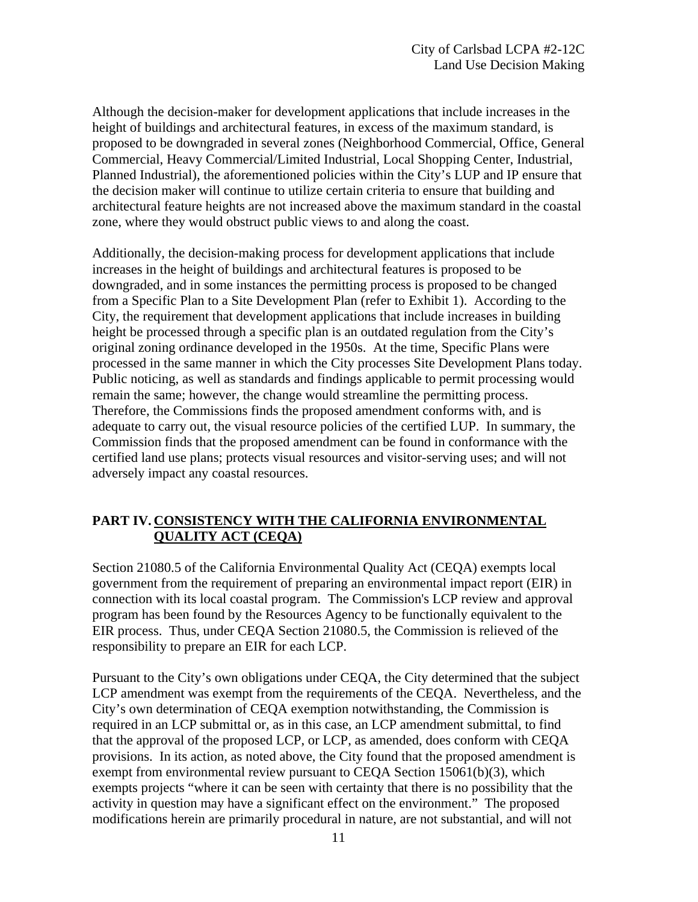Although the decision-maker for development applications that include increases in the height of buildings and architectural features, in excess of the maximum standard, is proposed to be downgraded in several zones (Neighborhood Commercial, Office, General Commercial, Heavy Commercial/Limited Industrial, Local Shopping Center, Industrial, Planned Industrial), the aforementioned policies within the City's LUP and IP ensure that the decision maker will continue to utilize certain criteria to ensure that building and architectural feature heights are not increased above the maximum standard in the coastal zone, where they would obstruct public views to and along the coast.

Additionally, the decision-making process for development applications that include increases in the height of buildings and architectural features is proposed to be downgraded, and in some instances the permitting process is proposed to be changed from a Specific Plan to a Site Development Plan (refer to Exhibit 1). According to the City, the requirement that development applications that include increases in building height be processed through a specific plan is an outdated regulation from the City's original zoning ordinance developed in the 1950s. At the time, Specific Plans were processed in the same manner in which the City processes Site Development Plans today. Public noticing, as well as standards and findings applicable to permit processing would remain the same; however, the change would streamline the permitting process. Therefore, the Commissions finds the proposed amendment conforms with, and is adequate to carry out, the visual resource policies of the certified LUP. In summary, the Commission finds that the proposed amendment can be found in conformance with the certified land use plans; protects visual resources and visitor-serving uses; and will not adversely impact any coastal resources.

## PART IV. <u>CONSISTENCY WITH THE CALIFORNIA ENVIRONMENTAL QUALITY ACT (CEQA)</u>

Section 21080.5 of the California Environmental Quality Act (CEQA) exempts local government from the requirement of preparing an environmental impact report (EIR) in connection with its local coastal program. The Commission's LCP review and approval program has been found by the Resources Agency to be functionally equivalent to the EIR process. Thus, under CEQA Section 21080.5, the Commission is relieved of the responsibility to prepare an EIR for each LCP.

Pursuant to the City's own obligations under CEQA, the City determined that the subject LCP amendment was exempt from the requirements of the CEQA. Nevertheless, and the City's own determination of CEQA exemption notwithstanding, the Commission is required in an LCP submittal or, as in this case, an LCP amendment submittal, to find that the approval of the proposed LCP, or LCP, as amended, does conform with CEQA provisions. In its action, as noted above, the City found that the proposed amendment is exempt from environmental review pursuant to CEQA Section 15061(b)(3), which exempts projects "where it can be seen with certainty that there is no possibility that the activity in question may have a significant effect on the environment." The proposed modifications herein are primarily procedural in nature, are not substantial, and will not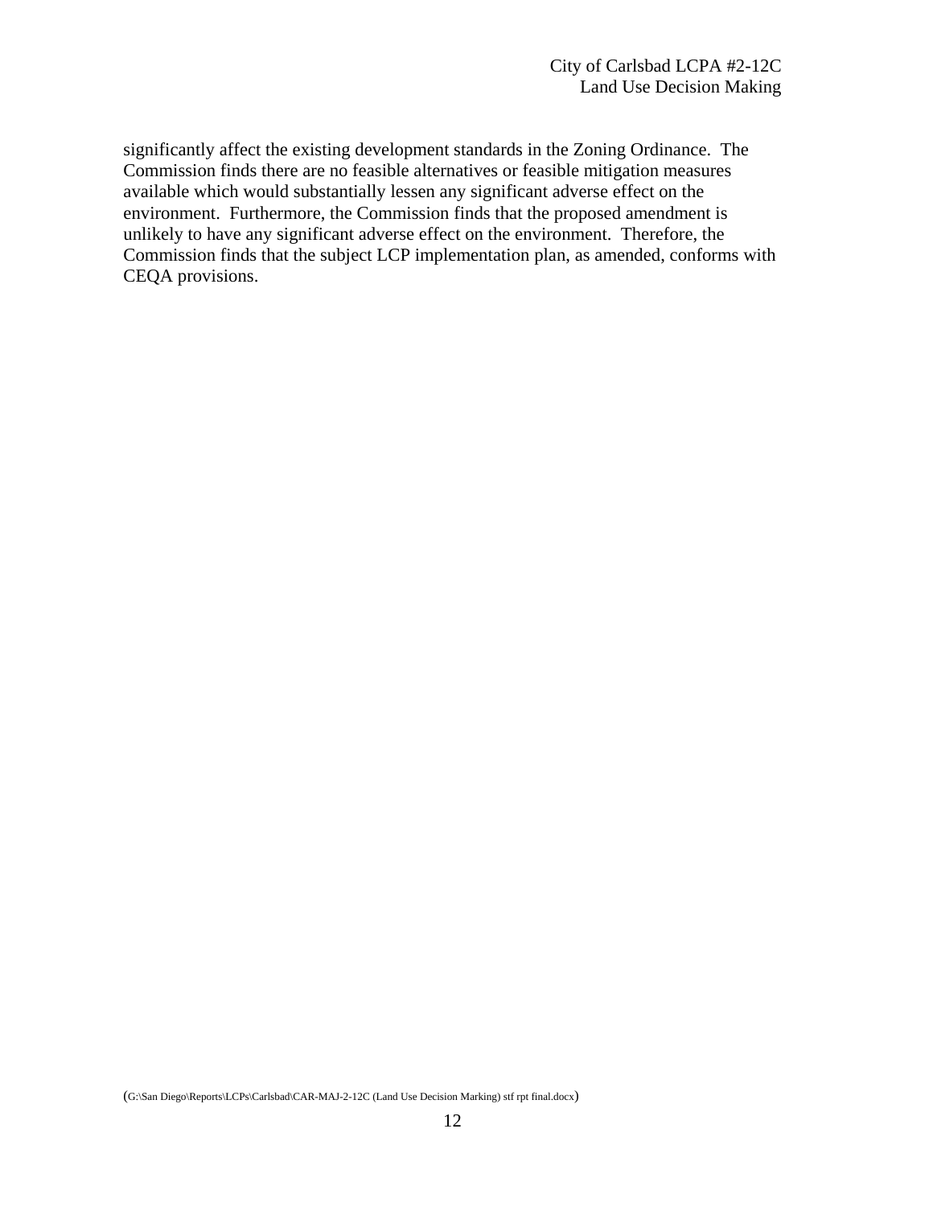significantly affect the existing development standards in the Zoning Ordinance. The Commission finds there are no feasible alternatives or feasible mitigation measures available which would substantially lessen any significant adverse effect on the environment. Furthermore, the Commission finds that the proposed amendment is unlikely to have any significant adverse effect on the environment. Therefore, the Commission finds that the subject LCP implementation plan, as amended, conforms with CEQA provisions.

(G:\San Diego\Reports\LCPs\Carlsbad\CAR-MAJ-2-12C (Land Use Decision Marking) stf rpt final.docx)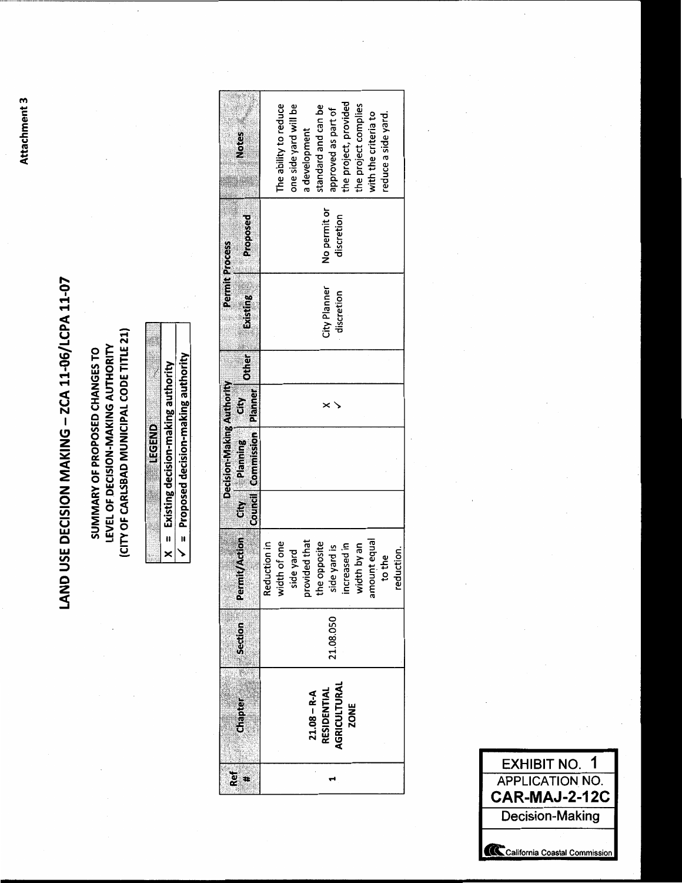Attachment 3

# LAND USE DECISION MAKING – ZCA 11-06/LCPA 11-07

## SUMMARY OF PROPOSED CHANGES TO LEVEL OF DECISION-MAKING AUTHORITY (CITY OF CARLSBAD MUNICIPAL CODE TITLE 21)

| LEGEND |
|---|
| X = Existing decision-making authority |
| ✓ = Proposed decision-making authority |

| Ref # | Chapter | Section | Permit/Action | Decision-Making Authority | | | | Permit Process | | Notes |
|---|---|---|---|---|---|---|---|---|---|---|
| | | | | City Council | Planning Commission | City Planner | Other | Existing | Proposed | |
| 1 | 21.08 – R-A RESIDENTIAL AGRICULTURAL ZONE | 21.08.050 | Reduction in width of one side yard provided that the opposite side yard is increased in width by an amount equal to the reduction. | | | X ✓ | | City Planner discretion | No permit or discretion | The ability to reduce one side yard will be a development standard and can be approved as part of the project, provided the project complies with the criteria to reduce a side yard. |

EXHIBIT NO. 1
APPLICATION NO.
**CAR-MAJ-2-12C**
Decision-Making

California Coastal Commission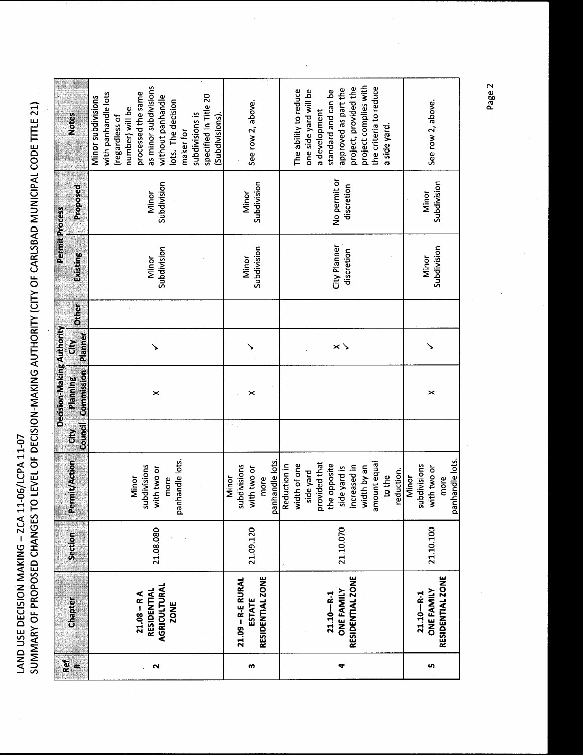LAND USE DECISION MAKING – ZCA 11-06/LCPA 11-07

SUMMARY OF PROPOSED CHANGES TO LEVEL OF DECISION-MAKING AUTHORITY (CITY OF CARLSBAD MUNICIPAL CODE TITLE 21)

| Ref # | Chapter | Section | Permit/Action | Decision-Making Authority | | | | Permit Process | | Notes |
|---|---|---|---|---|---|---|---|---|---|---|
| | | | | City Council | Planning Commission | City Planner | Other | Existing | Proposed | |
| 2 | 21.08 – R A RESIDENTIAL AGRICULTURAL ZONE | 21.08.080 | Minor subdivisions with two or more panhandle lots. | | X | ✓ | | Minor Subdivision | Minor Subdivision | Minor subdivisions with panhandle lots (regardless of number) will be processed the same as minor subdivisions without panhandle lots. The decision maker for subdivisions is specified in Title 20 (Subdivisions). |
| 3 | 21.09 – R-E RURAL ESTATE RESIDENTIAL ZONE | 21.09.120 | Minor subdivisions with two or more panhandle lots. | | X | ✓ | | Minor Subdivision | Minor Subdivision | See row 2, above. |
| 4 | 21.10—R-1 ONE FAMILY RESIDENTIAL ZONE | 21.10.070 | Reduction in width of one side yard provided that the opposite side yard is increased in width by an amount equal to the reduction. | | | X ✓ | | City Planner discretion | No permit or discretion | The ability to reduce one side yard will be a development standard and can be approved as part the project, provided the project complies with the criteria to reduce a side yard. |
| 5 | 21.10—R-1 ONE FAMILY RESIDENTIAL ZONE | 21.10.100 | Minor subdivisions with two or more panhandle lots. | | X | ✓ | | Minor Subdivision | Minor Subdivision | See row 2, above. |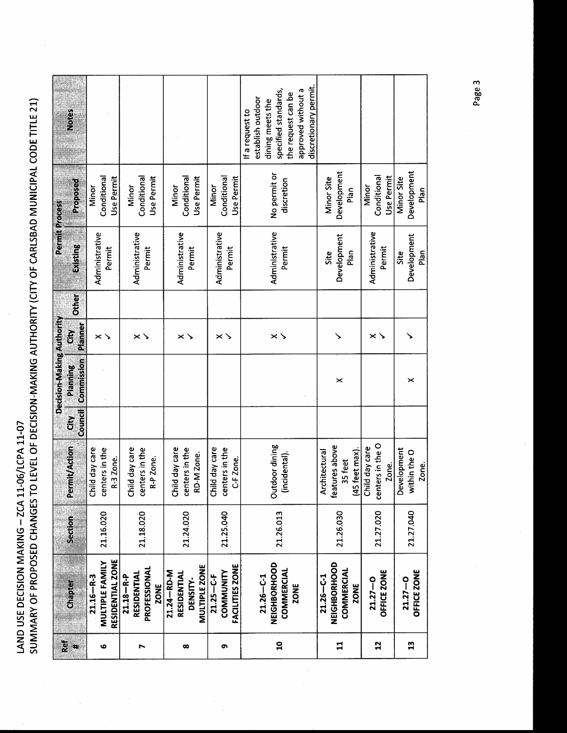LAND USE DECISION MAKING – ZCA 11-06/LCPA 11-07

SUMMARY OF PROPOSED CHANGES TO LEVEL OF DECISION-MAKING AUTHORITY (CITY OF CARLSBAD MUNICIPAL CODE TITLE 21)

| Ref # | Chapter | Section | Permit/Action | Decision-Making Authority | | | | Permit Process | | Notes |
|---|---|---|---|---|---|---|---|---|---|---|
| | | | | City Council | Planning Commission | City Planner | Other | Existing | Proposed | |
| 6 | 21.16—R-3 MULTIPLE FAMILY RESIDENTIAL ZONE | 21.16.020 | Child day care centers in the R-3 Zone. | | | X ✓ | | Administrative Permit | Minor Conditional Use Permit | |
| 7 | 21.18—R-P RESIDENTIAL PROFESSIONAL ZONE | 21.18.020 | Child day care centers in the R-P Zone. | | | X ✓ | | Administrative Permit | Minor Conditional Use Permit | |
| 8 | 21.24—RD-M RESIDENTIAL DENSITY-MULTIPLE ZONE | 21.24.020 | Child day care centers in the RD-M Zone. | | | X ✓ | | Administrative Permit | Minor Conditional Use Permit | |
| 9 | 21.25—C-F COMMUNITY FACILITIES ZONE | 21.25.040 | Child day care centers in the C-F Zone. | | | X ✓ | | Administrative Permit | Minor Conditional Use Permit | |
| 10 | 21.26—C-1 NEIGHBORHOOD COMMERCIAL ZONE | 21.26.013 | Outdoor dining (incidental). | | | X ✓ | | Administrative Permit | No permit or discretion | If a request to establish outdoor dining meets the specified standards, the request can be approved without a discretionary permit. |
| 11 | 21.26—C-1 NEIGHBORHOOD COMMERCIAL ZONE | 21.26.030 | Architectural features above 35 feet (45 feet max). | | X | ✓ | | Site Development Plan | Minor Site Development Plan | |
| 12 | 21.27—O OFFICE ZONE | 21.27.020 | Child day care centers in the O Zone. | | | X ✓ | | Administrative Permit | Minor Conditional Use Permit | |
| 13 | 21.27—O OFFICE ZONE | 21.27.040 | Development within the O Zone. | | X | ✓ | | Site Development Plan | Minor Site Development Plan | |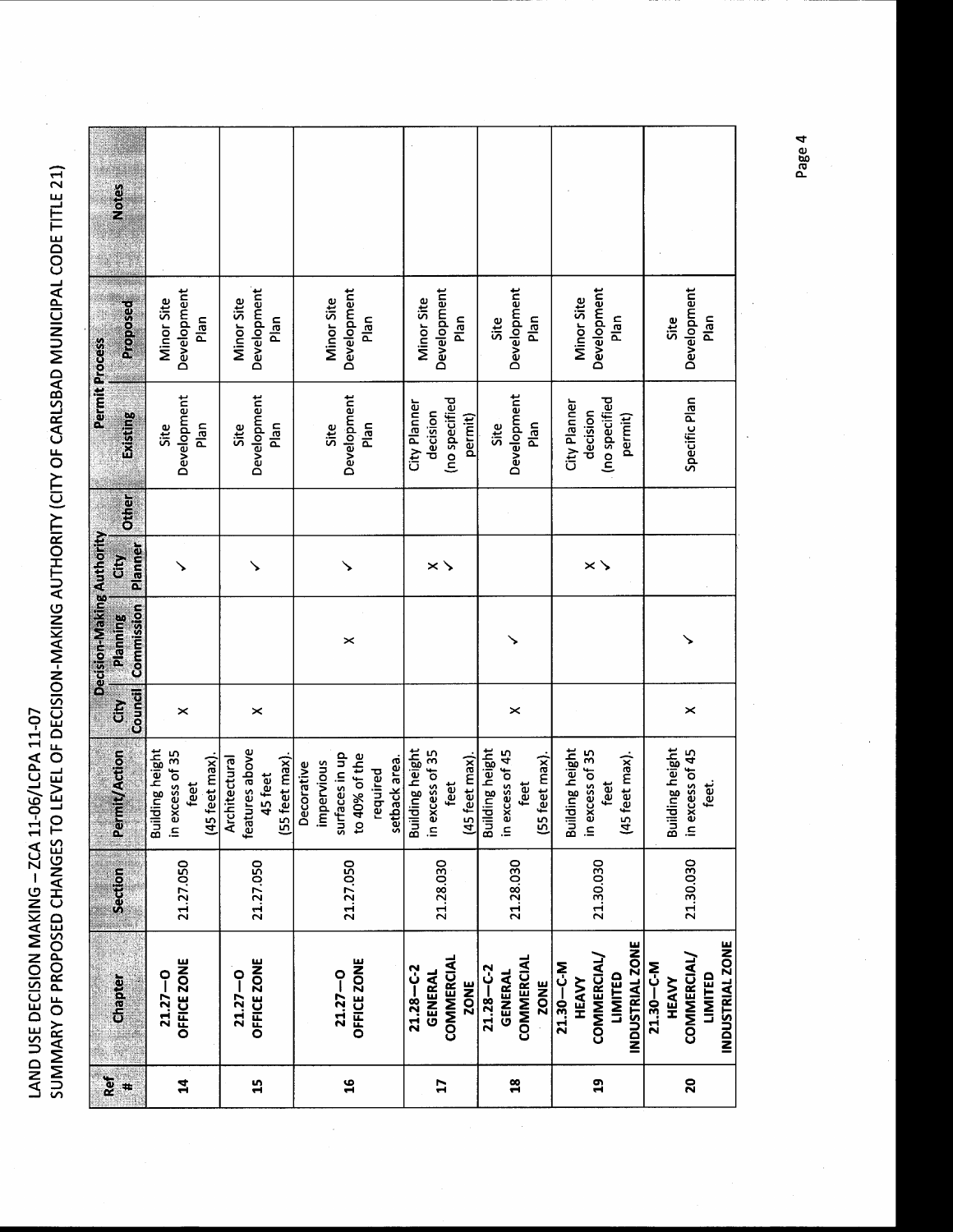LAND USE DECISION MAKING – ZCA 11-06/LCPA 11-07

SUMMARY OF PROPOSED CHANGES TO LEVEL OF DECISION-MAKING AUTHORITY (CITY OF CARLSBAD MUNICIPAL CODE TITLE 21)

| Ref # | Chapter | Section | Permit/Action | Decision-Making Authority | | | | Permit Process | | Notes |
|---|---|---|---|---|---|---|---|---|---|---|
| | | | | City Council | Planning Commission | City Planner | Other | Existing | Proposed | |
| 14 | 21.27—O OFFICE ZONE | 21.27.050 | Building height in excess of 35 feet (45 feet max). | X | | ✓ | | Site Development Plan | Minor Site Development Plan | |
| 15 | 21.27—O OFFICE ZONE | 21.27.050 | Architectural features above 45 feet (55 feet max). | X | | ✓ | | Site Development Plan | Minor Site Development Plan | |
| 16 | 21.27—O OFFICE ZONE | 21.27.050 | Decorative impervious surfaces in up to 40% of the required setback area. | | X | ✓ | | Site Development Plan | Minor Site Development Plan | |
| 17 | 21.28—C-2 GENERAL COMMERCIAL ZONE | 21.28.030 | Building height in excess of 35 feet (45 feet max). | | | X ✓ | | City Planner decision (no specified permit) | Minor Site Development Plan | |
| 18 | 21.28—C-2 GENERAL COMMERCIAL ZONE | 21.28.030 | Building height in excess of 45 feet (55 feet max). | X | ✓ | | | Site Development Plan | Site Development Plan | |
| 19 | 21.30—C-M HEAVY COMMERCIAL/ LIMITED INDUSTRIAL ZONE | 21.30.030 | Building height in excess of 35 feet (45 feet max). | | | X ✓ | | City Planner decision (no specified permit) | Minor Site Development Plan | |
| 20 | 21.30—C-M HEAVY COMMERCIAL/ LIMITED INDUSTRIAL ZONE | 21.30.030 | Building height in excess of 45 feet. | X | ✓ | | | Specific Plan | Site Development Plan | |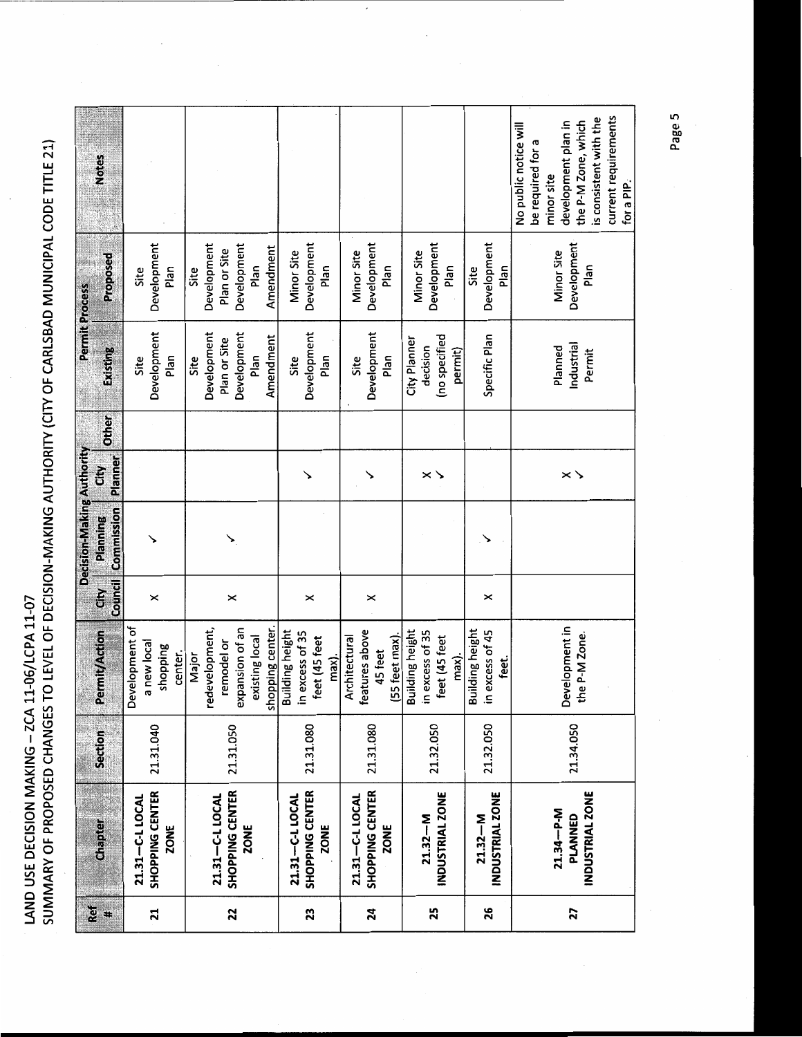LAND USE DECISION MAKING – ZCA 11-06/LCPA 11-07

SUMMARY OF PROPOSED CHANGES TO LEVEL OF DECISION-MAKING AUTHORITY (CITY OF CARLSBAD MUNICIPAL CODE TITLE 21)

| Ref # | Chapter | Section | Permit/Action | Decision-Making Authority | | | | Permit Process | | Notes |
|---|---|---|---|---|---|---|---|---|---|---|
| | | | | City Council | Planning Commission | City Planner | Other | Existing | Proposed | |
| 21 | 21.31—C-L LOCAL SHOPPING CENTER ZONE | 21.31.040 | Development of a new local shopping center. | X | ✓ | | | Site Development Plan | Site Development Plan | |
| 22 | 21.31—C-L LOCAL SHOPPING CENTER ZONE | 21.31.050 | Major redevelopment, remodel or expansion of an existing local shopping center. | X | ✓ | | | Site Development Plan or Site Development Plan Amendment | Site Development Plan or Site Development Plan Amendment | |
| 23 | 21.31—C-L LOCAL SHOPPING CENTER ZONE | 21.31.080 | Building height in excess of 35 feet (45 feet max). | X | | ✓ | | Site Development Plan | Minor Site Development Plan | |
| 24 | 21.31—C-L LOCAL SHOPPING CENTER ZONE | 21.31.080 | Architectural features above 45 feet (55 feet max). | X | | ✓ | | Site Development Plan | Minor Site Development Plan | |
| 25 | 21.32—M INDUSTRIAL ZONE | 21.32.050 | Building height in excess of 35 feet (45 feet max). | | | X ✓ | | City Planner decision (no specified permit) | Minor Site Development Plan | |
| 26 | 21.32—M INDUSTRIAL ZONE | 21.32.050 | Building height in excess of 45 feet. | X | ✓ | | | Specific Plan | Site Development Plan | |
| 27 | 21.34—P-M PLANNED INDUSTRIAL ZONE | 21.34.050 | Development in the P-M Zone. | | | X ✓ | | Planned Industrial Permit | Minor Site Development Plan | No public notice will be required for a minor site development plan in the P-M Zone, which is consistent with the current requirements for a PIP. |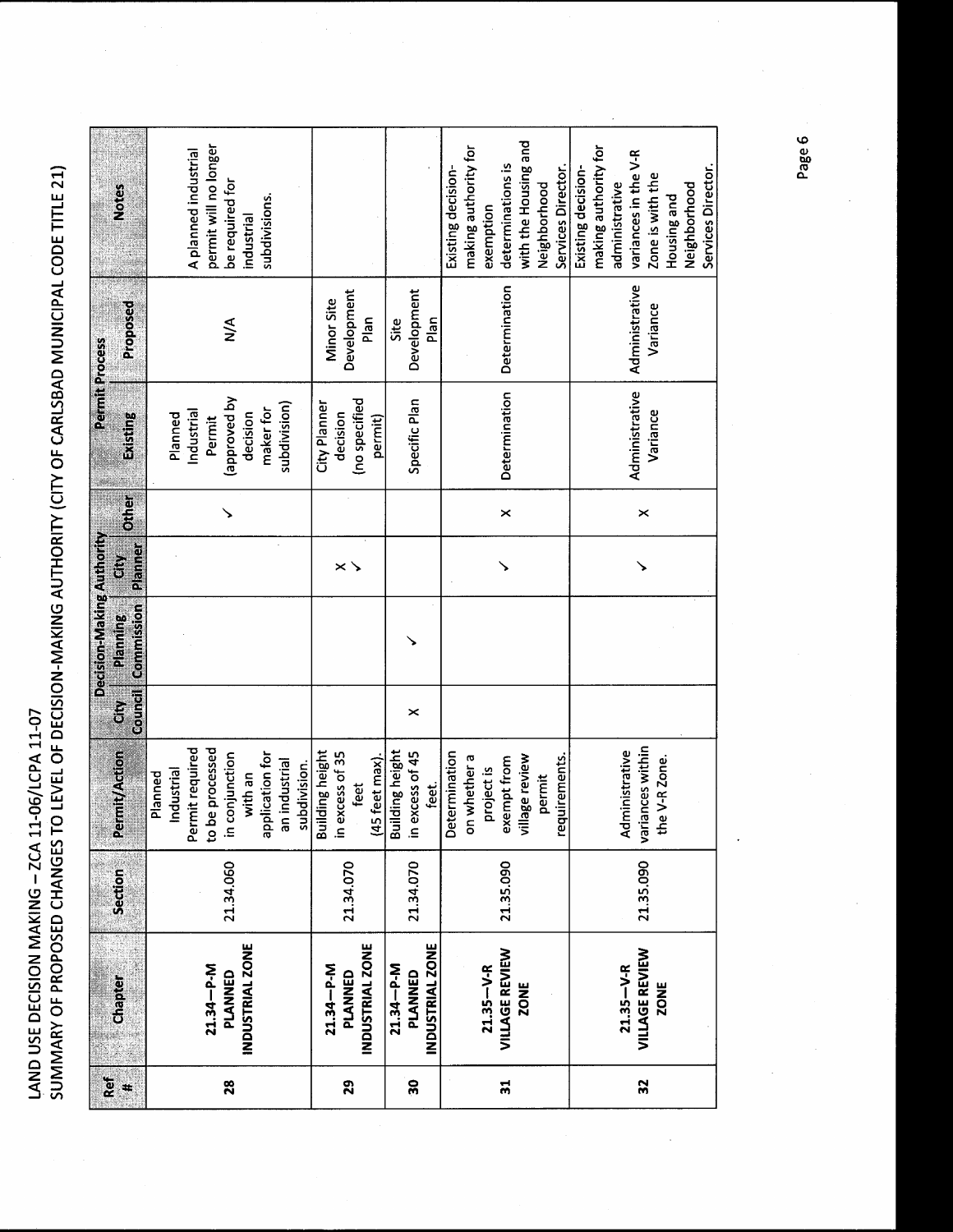LAND USE DECISION MAKING – ZCA 11-06/LCPA 11-07

SUMMARY OF PROPOSED CHANGES TO LEVEL OF DECISION-MAKING AUTHORITY (CITY OF CARLSBAD MUNICIPAL CODE TITLE 21)

| Ref # | Chapter | Section | Permit/Action | Decision-Making Authority | | | | Permit Process | | Notes |
|---|---|---|---|---|---|---|---|---|---|---|
| | | | | City Council | Planning Commission | City Planner | Other | Existing | Proposed | |
| 28 | 21.34—P-M PLANNED INDUSTRIAL ZONE | 21.34.060 | Planned Industrial Permit required to be processed in conjunction with an application for an industrial subdivision. | | | | ✓ | Planned Industrial Permit (approved by decision maker for subdivision) | N/A | A planned industrial permit will no longer be required for industrial subdivisions. |
| 29 | 21.34—P-M PLANNED INDUSTRIAL ZONE | 21.34.070 | Building height in excess of 35 feet (45 feet max). | | | × ✓ | | City Planner decision (no specified permit) | Minor Site Development Plan | |
| 30 | 21.34—P-M PLANNED INDUSTRIAL ZONE | 21.34.070 | Building height in excess of 45 feet. | × | ✓ | | | Specific Plan | Site Development Plan | |
| 31 | 21.35—V-R VILLAGE REVIEW ZONE | 21.35.090 | Determination on whether a project is exempt from village review permit requirements. | | | ✓ | × | Determination | Determination | Existing decision-making authority for exemption determinations is with the Housing and Neighborhood Services Director. |
| 32 | 21.35—V-R VILLAGE REVIEW ZONE | 21.35.090 | Administrative variances within the V-R Zone. | | | ✓ | × | Administrative Variance | Administrative Variance | Existing decision-making authority for administrative variances in the V-R Zone is with the Housing and Neighborhood Services Director. |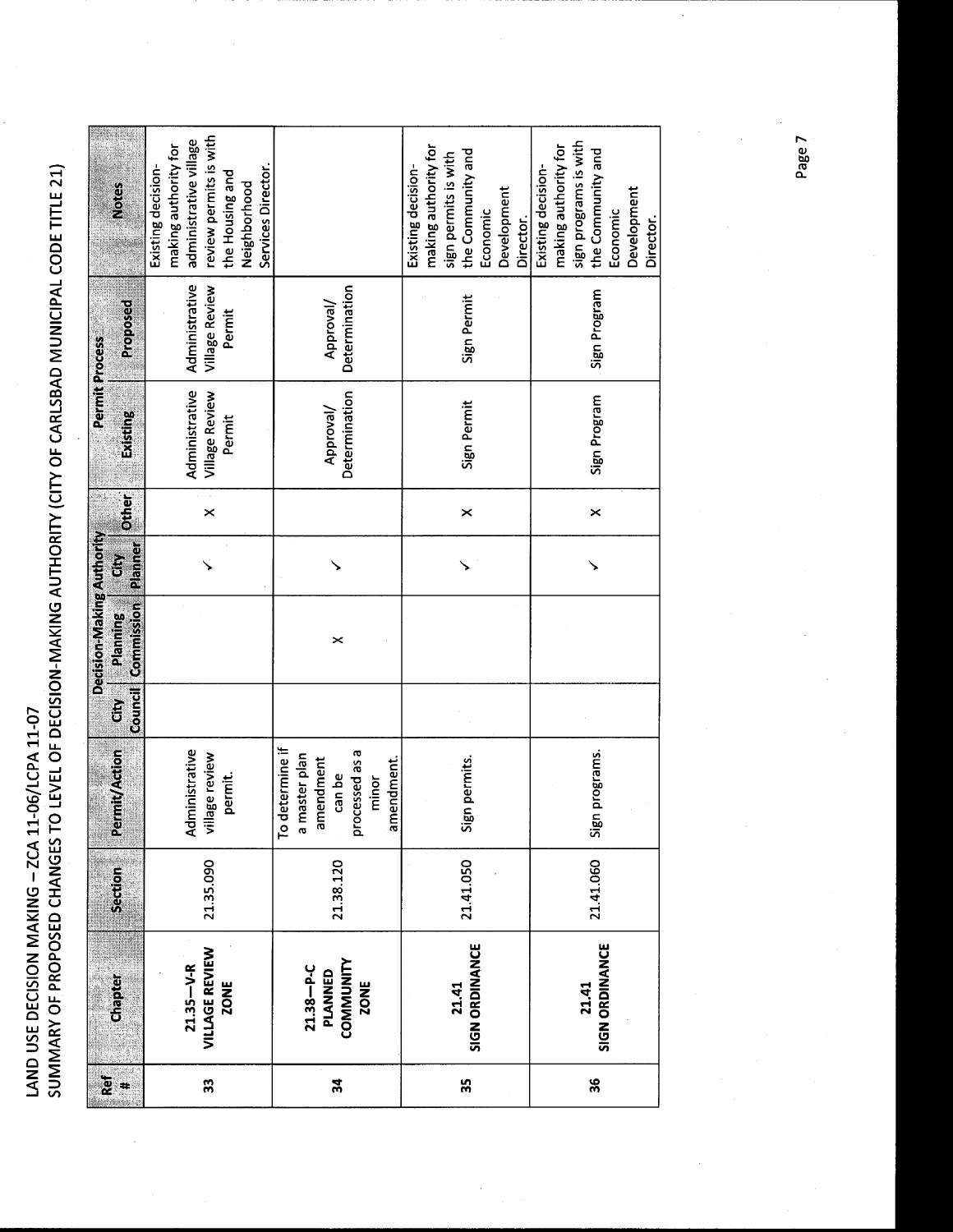LAND USE DECISION MAKING – ZCA 11-06/LCPA 11-07

SUMMARY OF PROPOSED CHANGES TO LEVEL OF DECISION-MAKING AUTHORITY (CITY OF CARLSBAD MUNICIPAL CODE TITLE 21)

| Ref # | Chapter | Section | Permit/Action | Decision-Making Authority | | | | Permit Process | | Notes |
|---|---|---|---|---|---|---|---|---|---|---|
| | | | | City Council | Planning Commission | City Planner | Other | Existing | Proposed | |
| 33 | **21.35—V-R VILLAGE REVIEW ZONE** | 21.35.090 | Administrative village review permit. | | | ✓ | × | Administrative Village Review Permit | Administrative Village Review Permit | Existing decision-making authority for administrative village review permits is with the Housing and Neighborhood Services Director. |
| 34 | **21.38—P-C PLANNED COMMUNITY ZONE** | 21.38.120 | To determine if a master plan amendment can be processed as a minor amendment. | | × | ✓ | | Approval/ Determination | Approval/ Determination | |
| 35 | **21.41 SIGN ORDINANCE** | 21.41.050 | Sign permits. | | | ✓ | × | Sign Permit | Sign Permit | Existing decision-making authority for sign permits is with the Community and Economic Development Director. |
| 36 | **21.41 SIGN ORDINANCE** | 21.41.060 | Sign programs. | | | ✓ | × | Sign Program | Sign Program | Existing decision-making authority for sign programs is with the Community and Economic Development Director. |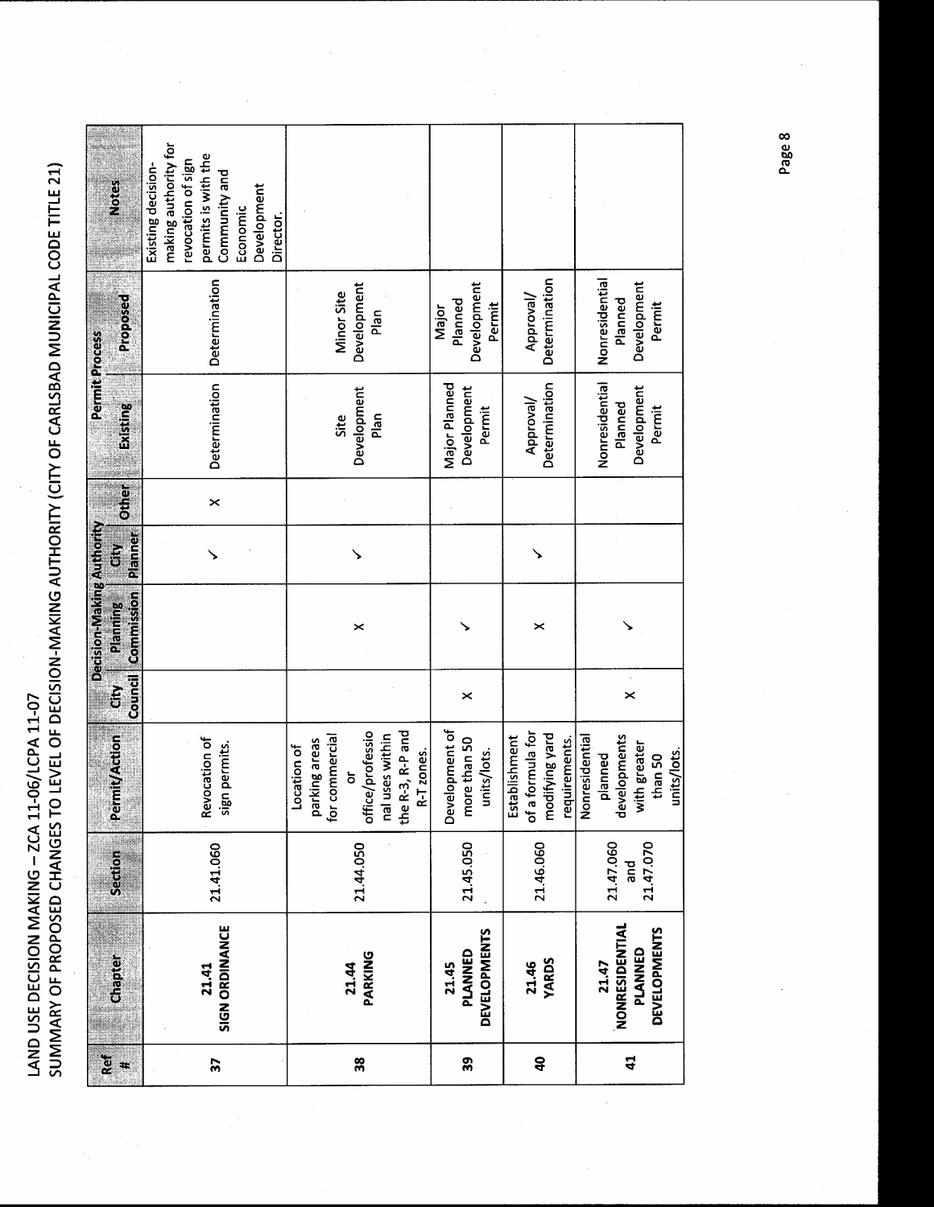LAND USE DECISION MAKING – ZCA 11-06/LCPA 11-07

SUMMARY OF PROPOSED CHANGES TO LEVEL OF DECISION-MAKING AUTHORITY (CITY OF CARLSBAD MUNICIPAL CODE TITLE 21)

| Ref # | Chapter | Section | Permit/Action | Decision-Making Authority | | | | Permit Process | | Notes |
|---|---|---|---|---|---|---|---|---|---|---|
| | | | | City Council | Planning Commission | City Planner | Other | Existing | Proposed | |
| 37 | **21.41 SIGN ORDINANCE** | 21.41.060 | Revocation of sign permits. | | | ✓ | × | Determination | Determination | Existing decision-making authority for revocation of sign permits is with the Community and Economic Development Director. |
| 38 | **21.44 PARKING** | 21.44.050 | Location of parking areas for commercial or office/professional uses within the R-3, R-P and R-T zones. | | × | ✓ | | Site Development Plan | Minor Site Development Plan | |
| 39 | **21.45 PLANNED DEVELOPMENTS** | 21.45.050 | Development of more than 50 units/lots. | × | ✓ | | | Major Planned Development Permit | Major Planned Development Permit | |
| 40 | **21.46 YARDS** | 21.46.060 | Establishment of a formula for modifying yard requirements. | | × | ✓ | | Approval/ Determination | Approval/ Determination | |
| 41 | **21.47 NONRESIDENTIAL PLANNED DEVELOPMENTS** | 21.47.060 and 21.47.070 | Nonresidential planned developments with greater than 50 units/lots. | × | ✓ | | | Nonresidential Planned Development Permit | Nonresidential Planned Development Permit | |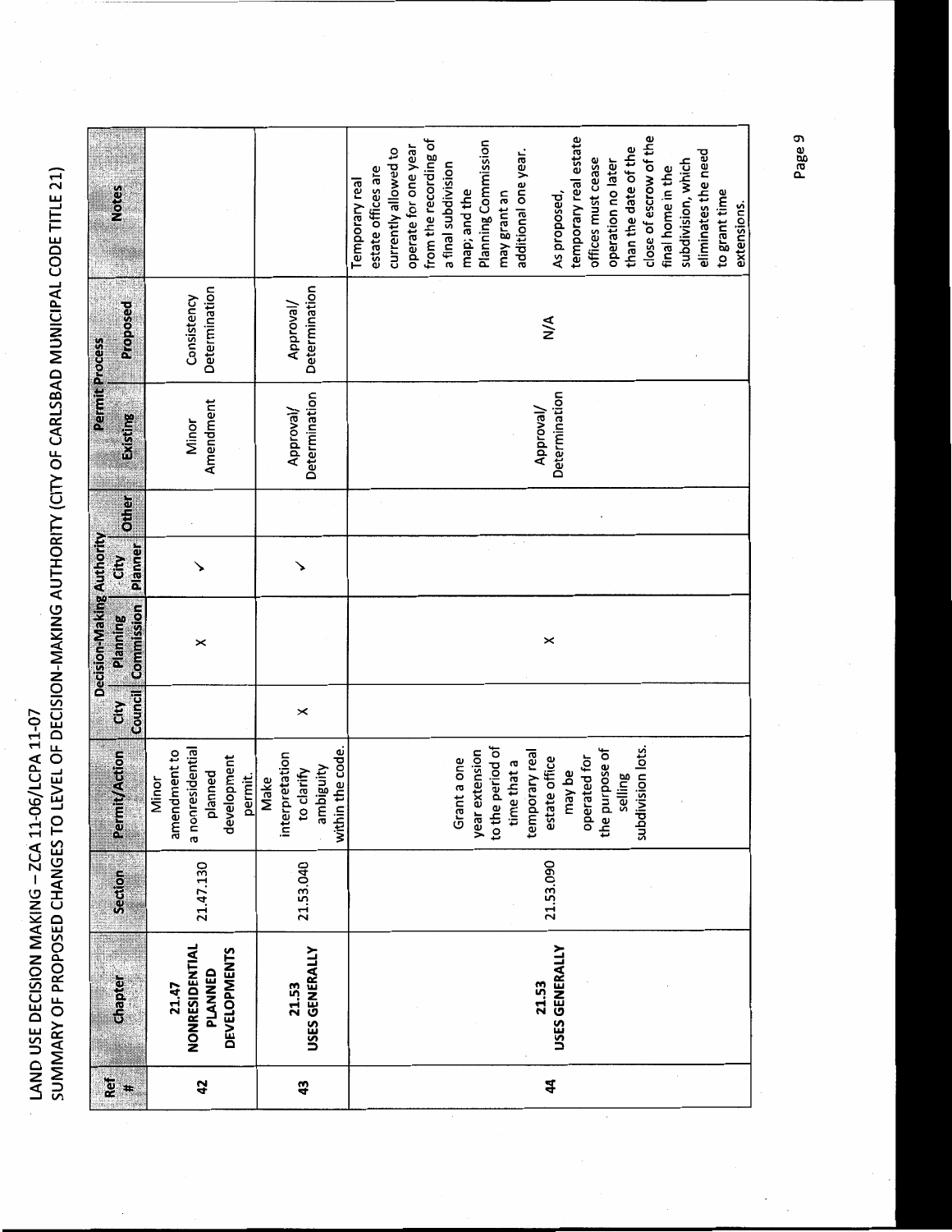LAND USE DECISION MAKING – ZCA 11-06/LCPA 11-07
SUMMARY OF PROPOSED CHANGES TO LEVEL OF DECISION-MAKING AUTHORITY (CITY OF CARLSBAD MUNICIPAL CODE TITLE 21)

| Ref # | Chapter | Section | Permit/Action | Decision-Making Authority | | | | Permit Process | | Notes |
|---|---|---|---|---|---|---|---|---|---|---|
| | | | | City Council | Planning Commission | City Planner | Other | Existing | Proposed | |
| 42 | 21.47 NONRESIDENTIAL PLANNED DEVELOPMENTS | 21.47.130 | Minor amendment to a nonresidential planned development permit. | | X | ✓ | | Minor Amendment | Consistency Determination | |
| 43 | 21.53 USES GENERALLY | 21.53.040 | Make interpretation to clarify ambiguity within the code. | X | | ✓ | | Approval/ Determination | Approval/ Determination | |
| 44 | 21.53 USES GENERALLY | 21.53.090 | Grant a one year extension to the period of time that a temporary real estate office may be operated for the purpose of selling subdivision lots. | | X | | | Approval/ Determination | N/A | Temporary real estate offices are currently allowed to operate for one year from the recording of a final subdivision map; and the Planning Commission may grant an additional one year.<br><br>As proposed, temporary real estate offices must cease operation no later than the date of the close of escrow of the final home in the subdivision, which eliminates the need to grant time extensions. |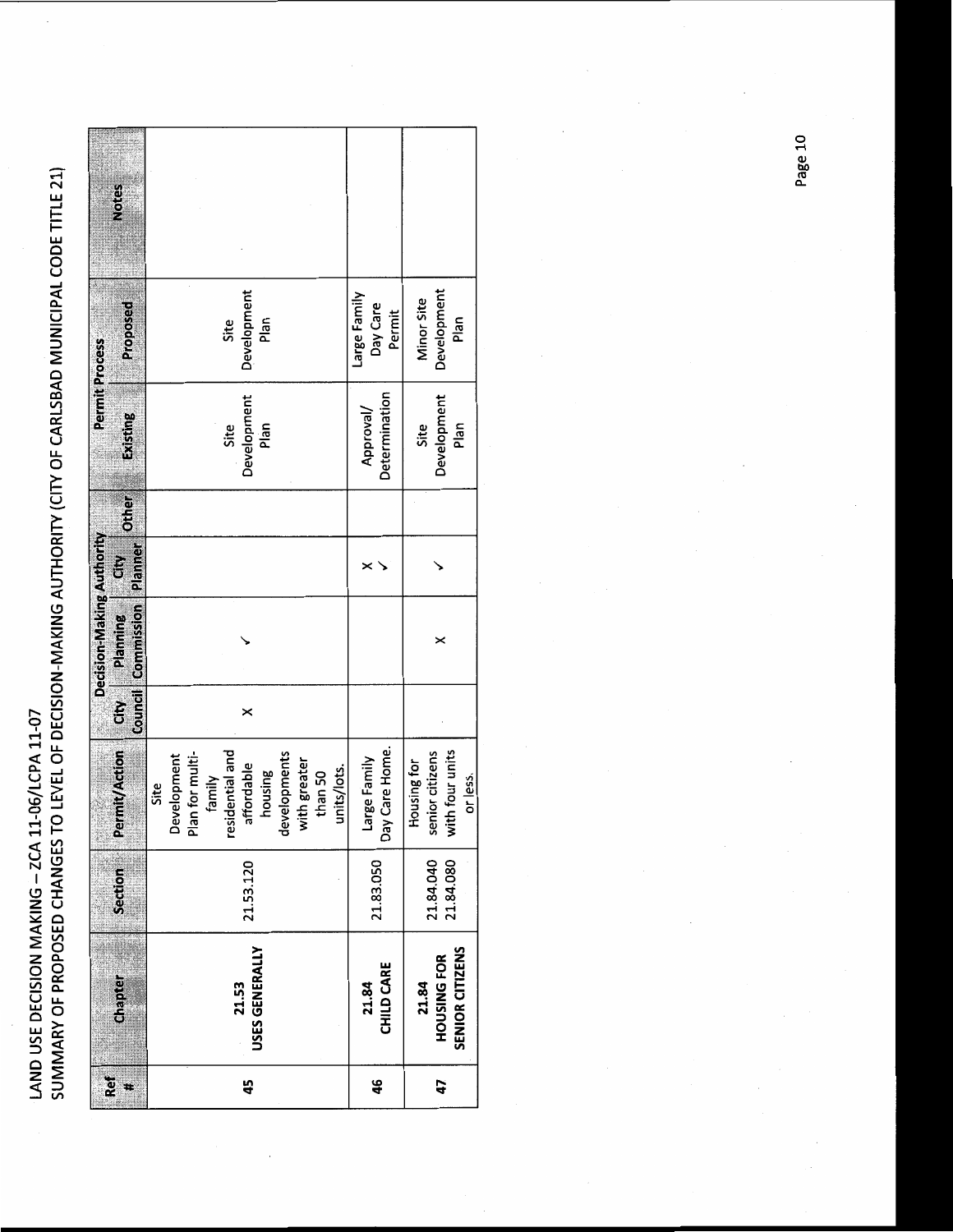LAND USE DECISION MAKING – ZCA 11-06/LCPA 11-07

SUMMARY OF PROPOSED CHANGES TO LEVEL OF DECISION-MAKING AUTHORITY (CITY OF CARLSBAD MUNICIPAL CODE TITLE 21)

| Ref # | Chapter | Section | Permit/Action | Decision-Making Authority | | | | Permit Process | | Notes |
|---|---|---|---|---|---|---|---|---|---|---|
| | | | | City Council | Planning Commission | City Planner | Other | Existing | Proposed | |
| 45 | 21.53 USES GENERALLY | 21.53.120 | Site Development Plan for multi-family residential and affordable housing developments with greater than 50 units/lots. | X | ✓ | | | Site Development Plan | Site Development Plan | |
| 46 | 21.84 CHILD CARE | 21.83.050 | Large Family Day Care Home. | | | X ✓ | | Approval/ Determination | Large Family Day Care Permit | |
| 47 | 21.84 HOUSING FOR SENIOR CITIZENS | 21.84.040 21.84.080 | Housing for senior citizens with four units or less. | | X | ✓ | | Site Development Plan | Minor Site Development Plan | |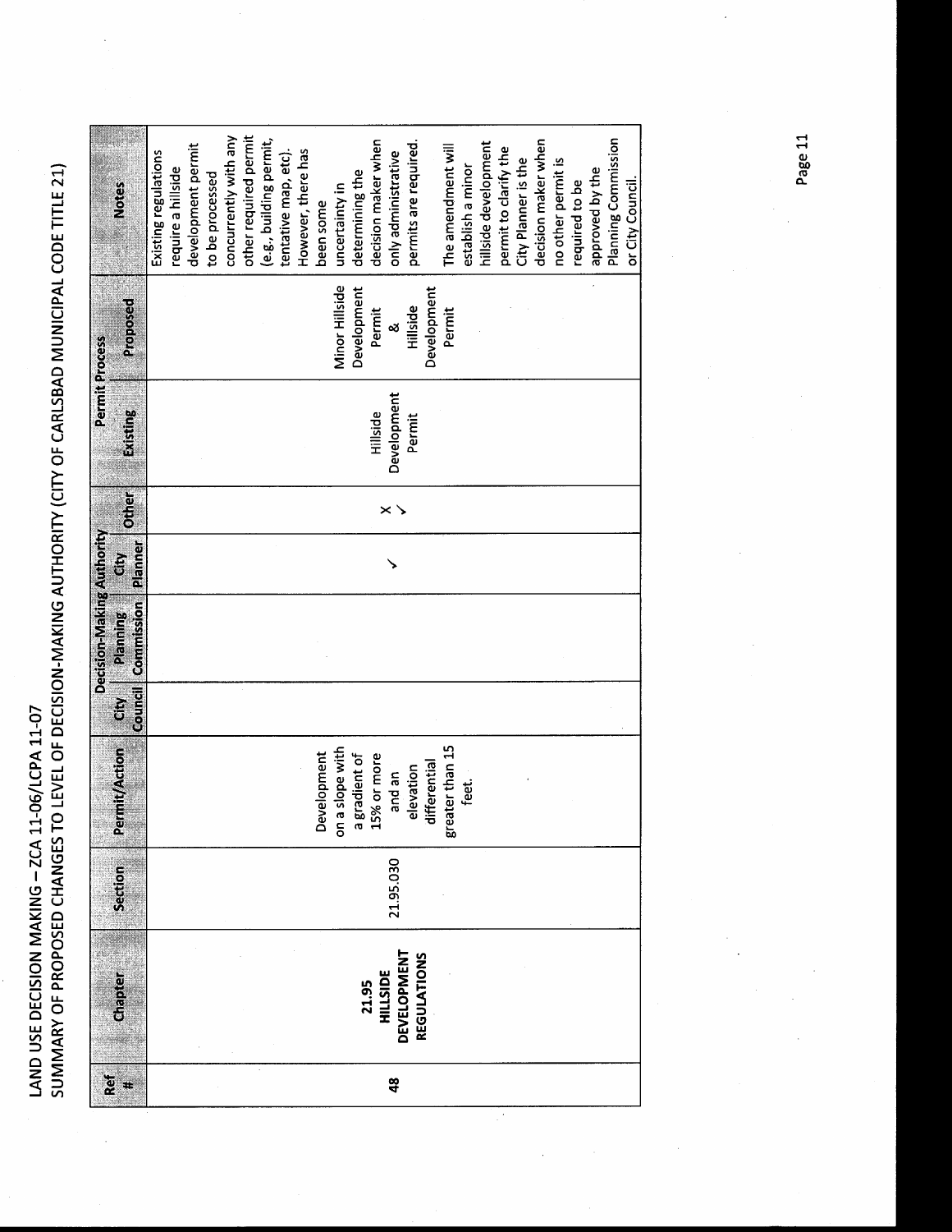LAND USE DECISION MAKING – ZCA 11-06/LCPA 11-07

SUMMARY OF PROPOSED CHANGES TO LEVEL OF DECISION-MAKING AUTHORITY (CITY OF CARLSBAD MUNICIPAL CODE TITLE 21)

| Ref # | Chapter | Section | Permit/Action | Decision-Making Authority | | | | Permit Process | | Notes |
|---|---|---|---|---|---|---|---|---|---|---|
| | | | | City Council | Planning Commission | City Planner | Other | Existing | Proposed | |
| 48 | 21.95 HILLSIDE DEVELOPMENT REGULATIONS | 21.95.030 | Development on a slope with a gradient of 15% or more and an elevation differential greater than 15 feet. | | | ✓ | X ✓ | Hillside Development Permit | Minor Hillside Development Permit & Hillside Development Permit | Existing regulations require a hillside development permit to be processed concurrently with any other required permit (e.g., building permit, tentative map, etc). However, there has been some uncertainty in determining the decision maker when only administrative permits are required. The amendment will establish a minor hillside development permit to clarify the City Planner is the decision maker when no other permit is required to be approved by the Planning Commission or City Council. |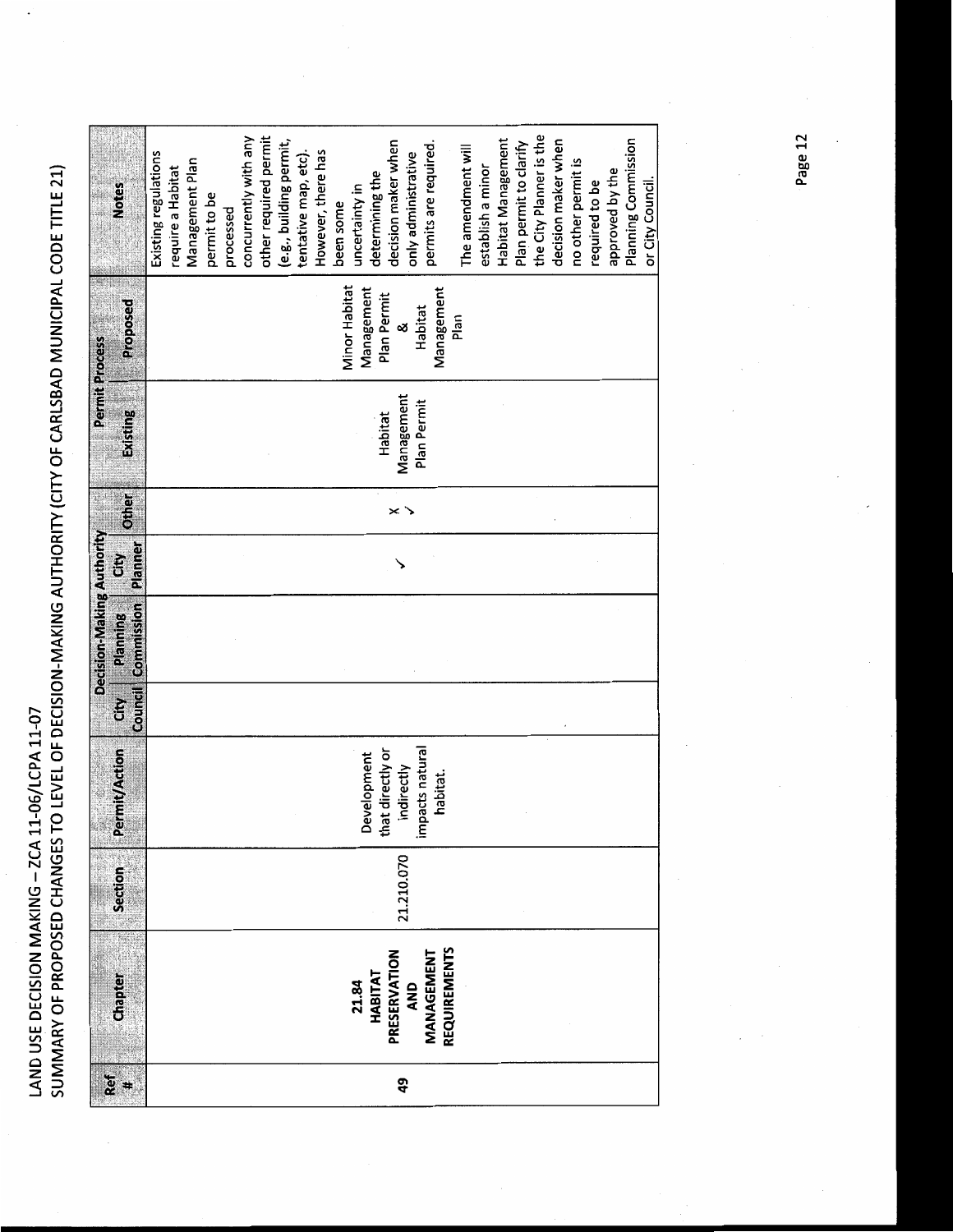LAND USE DECISION MAKING – ZCA 11-06/LCPA 11-07

SUMMARY OF PROPOSED CHANGES TO LEVEL OF DECISION-MAKING AUTHORITY (CITY OF CARLSBAD MUNICIPAL CODE TITLE 21)

| Ref # | Chapter | Section | Permit/Action | Decision-Making Authority | | | | Permit Process | | Notes |
|---|---|---|---|---|---|---|---|---|---|---|
| | | | | City Council | Planning Commission | City Planner | Other | Existing | Proposed | |
| 49 | 21.84 HABITAT PRESERVATION AND MANAGEMENT REQUIREMENTS | 21.210.070 | Development that directly or indirectly impacts natural habitat. | | | ✓ | X ✓ | Habitat Management Plan Permit | Minor Habitat Management Plan Permit & Habitat Management Plan | Existing regulations require a Habitat Management Plan permit to be processed concurrently with any other required permit (e.g., building permit, tentative map, etc). However, there has been some uncertainty in determining the decision maker when only administrative permits are required.<br><br>The amendment will establish a minor Habitat Management Plan permit to clarify the City Planner is the decision maker when no other permit is required to be approved by the Planning Commission or City Council. |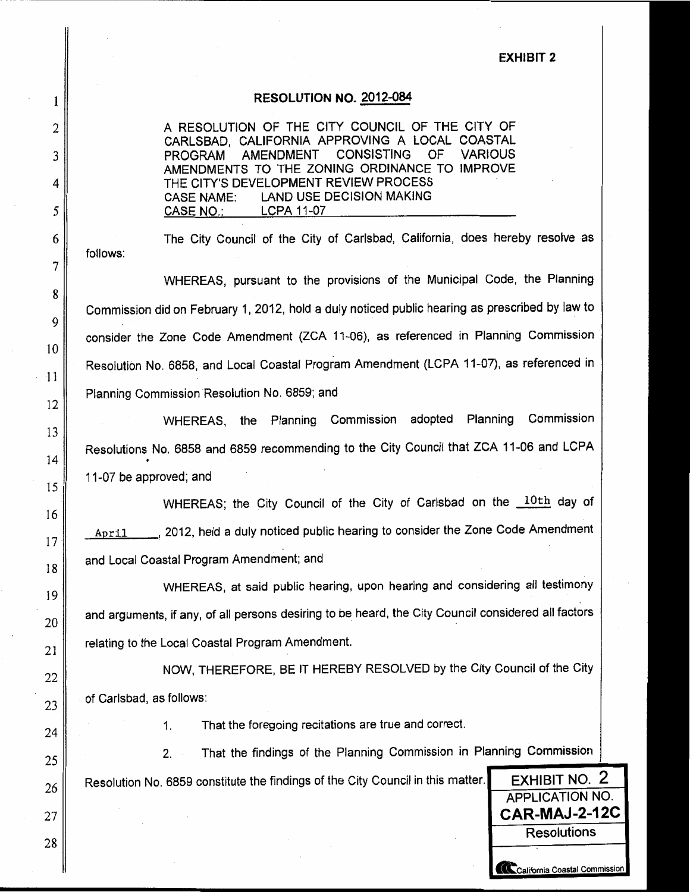**EXHIBIT 2**

**RESOLUTION NO. 2012-084**

A RESOLUTION OF THE CITY COUNCIL OF THE CITY OF CARLSBAD, CALIFORNIA APPROVING A LOCAL COASTAL PROGRAM AMENDMENT CONSISTING OF VARIOUS AMENDMENTS TO THE ZONING ORDINANCE TO IMPROVE THE CITY'S DEVELOPMENT REVIEW PROCESS
CASE NAME: LAND USE DECISION MAKING
CASE NO.: LCPA 11-07

The City Council of the City of Carlsbad, California, does hereby resolve as follows:

WHEREAS, pursuant to the provisions of the Municipal Code, the Planning Commission did on February 1, 2012, hold a duly noticed public hearing as prescribed by law to consider the Zone Code Amendment (ZCA 11-06), as referenced in Planning Commission Resolution No. 6858, and Local Coastal Program Amendment (LCPA 11-07), as referenced in Planning Commission Resolution No. 6859; and

WHEREAS, the Planning Commission adopted Planning Commission Resolutions No. 6858 and 6859 recommending to the City Council that ZCA 11-06 and LCPA 11-07 be approved; and

WHEREAS; the City Council of the City of Carlsbad on the 10th day of April, 2012, held a duly noticed public hearing to consider the Zone Code Amendment and Local Coastal Program Amendment; and

WHEREAS, at said public hearing, upon hearing and considering all testimony and arguments, if any, of all persons desiring to be heard, the City Council considered all factors relating to the Local Coastal Program Amendment.

NOW, THEREFORE, BE IT HEREBY RESOLVED by the City Council of the City of Carlsbad, as follows:

1. That the foregoing recitations are true and correct.

2. That the findings of the Planning Commission in Planning Commission Resolution No. 6859 constitute the findings of the City Council in this matter.

EXHIBIT NO. 2
APPLICATION NO.
**CAR-MAJ-2-12C**
Resolutions
California Coastal Commission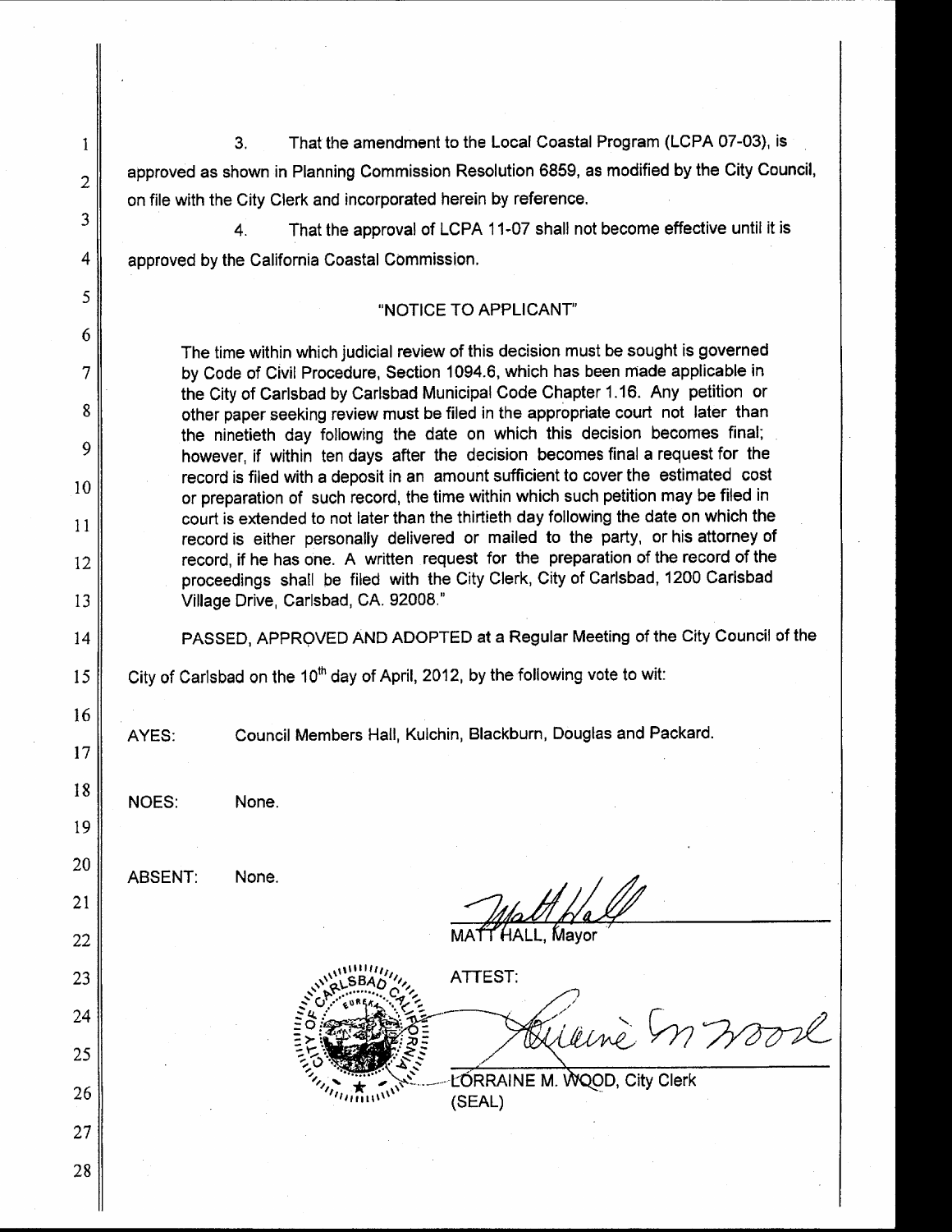3. That the amendment to the Local Coastal Program (LCPA 07-03), is approved as shown in Planning Commission Resolution 6859, as modified by the City Council, on file with the City Clerk and incorporated herein by reference.

4. That the approval of LCPA 11-07 shall not become effective until it is approved by the California Coastal Commission.

"NOTICE TO APPLICANT"

The time within which judicial review of this decision must be sought is governed by Code of Civil Procedure, Section 1094.6, which has been made applicable in the City of Carlsbad by Carlsbad Municipal Code Chapter 1.16. Any petition or other paper seeking review must be filed in the appropriate court not later than the ninetieth day following the date on which this decision becomes final; however, if within ten days after the decision becomes final a request for the record is filed with a deposit in an amount sufficient to cover the estimated cost or preparation of such record, the time within which such petition may be filed in court is extended to not later than the thirtieth day following the date on which the record is either personally delivered or mailed to the party, or his attorney of record, if he has one. A written request for the preparation of the record of the proceedings shall be filed with the City Clerk, City of Carlsbad, 1200 Carlsbad Village Drive, Carlsbad, CA. 92008."

PASSED, APPROVED AND ADOPTED at a Regular Meeting of the City Council of the City of Carlsbad on the 10th day of April, 2012, by the following vote to wit:

AYES: Council Members Hall, Kulchin, Blackburn, Douglas and Packard.

NOES: None.

ABSENT: None.

MATT HALL, Mayor

ATTEST:

LORRAINE M. WOOD, City Clerk

(SEAL)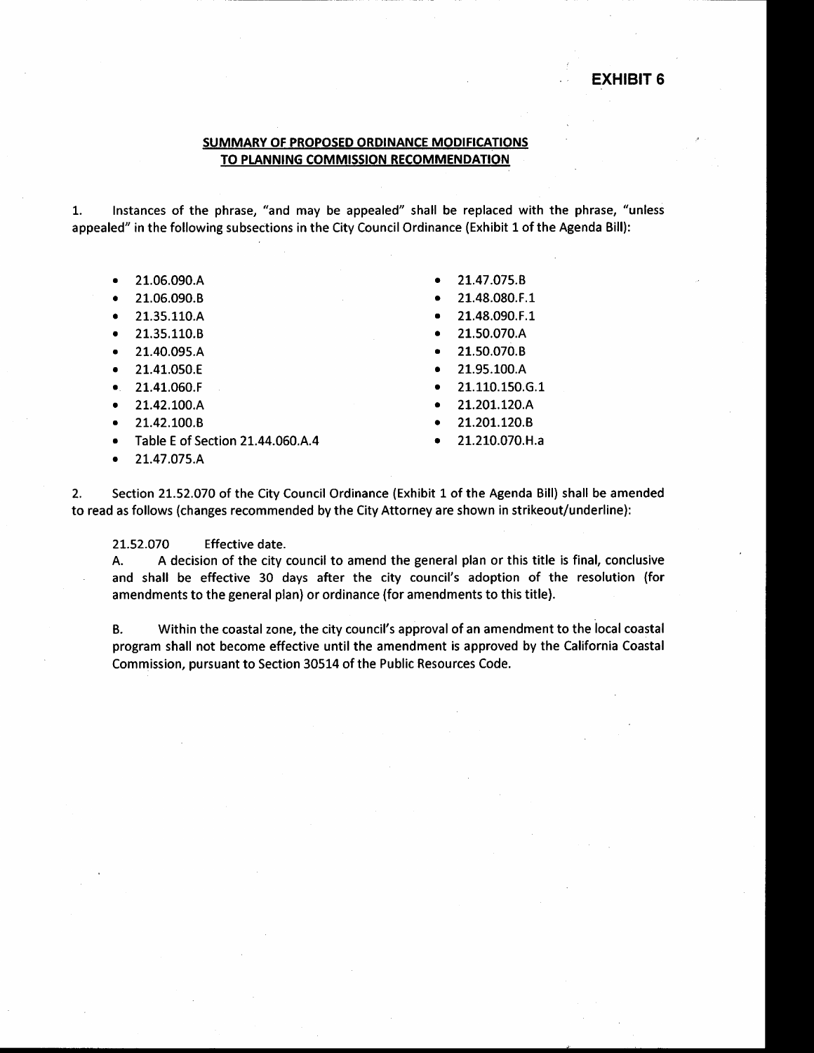**EXHIBIT 6**

**SUMMARY OF PROPOSED ORDINANCE MODIFICATIONS TO PLANNING COMMISSION RECOMMENDATION**

1. Instances of the phrase, "and may be appealed" shall be replaced with the phrase, "unless appealed" in the following subsections in the City Council Ordinance (Exhibit 1 of the Agenda Bill):

- 21.06.090.A
- 21.06.090.B
- 21.35.110.A
- 21.35.110.B
- 21.40.095.A
- 21.41.050.E
- 21.41.060.F
- 21.42.100.A
- 21.42.100.B
- Table E of Section 21.44.060.A.4
- 21.47.075.A
- 21.47.075.B
- 21.48.080.F.1
- 21.48.090.F.1
- 21.50.070.A
- 21.50.070.B
- 21.95.100.A
- 21.110.150.G.1
- 21.201.120.A
- 21.201.120.B
- 21.210.070.H.a

2. Section 21.52.070 of the City Council Ordinance (Exhibit 1 of the Agenda Bill) shall be amended to read as follows (changes recommended by the City Attorney are shown in strikeout/underline):

21.52.070 Effective date.

A. A decision of the city council to amend the general plan or this title is final, conclusive and shall be effective 30 days after the city council's adoption of the resolution (for amendments to the general plan) or ordinance (for amendments to this title).

B. Within the coastal zone, the city council's approval of an amendment to the local coastal program shall not become effective until the amendment is approved by the California Coastal Commission, pursuant to Section 30514 of the Public Resources Code.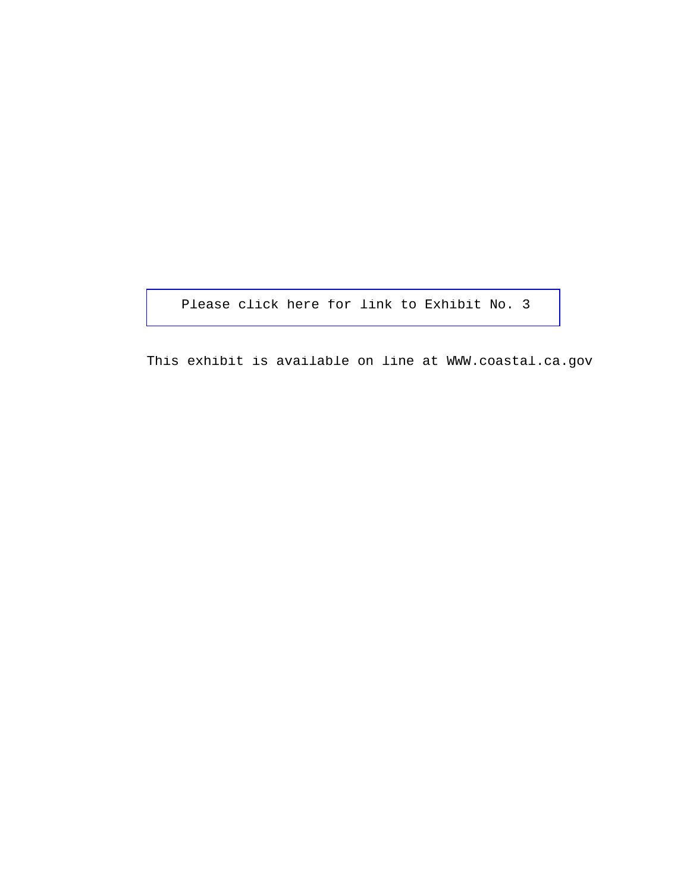Please click here for link to Exhibit No. 3

This exhibit is available on line at WWW.coastal.ca.gov